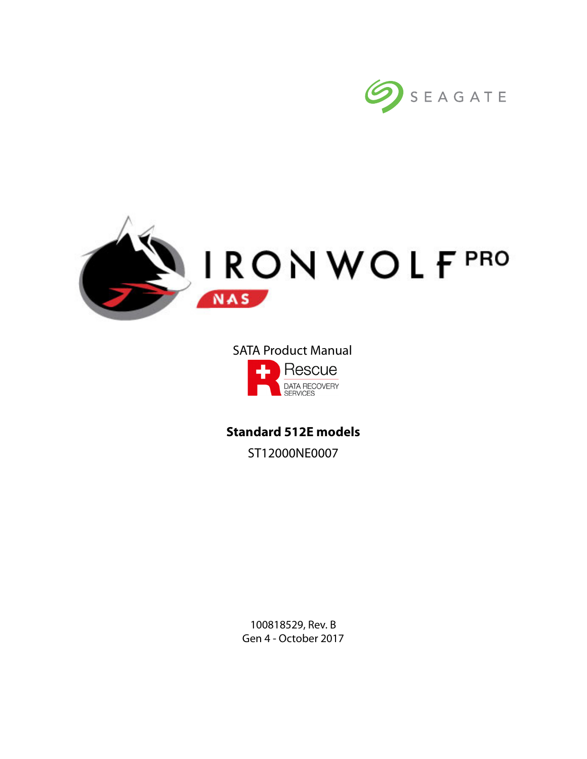SEAGATE

# IRONWOLF PRO

NAS

SATA Product Manual

Rescue
DATA RECOVERY SERVICES

**Standard 512E models**

ST12000NE0007

100818529, Rev. B
Gen 4 - October 2017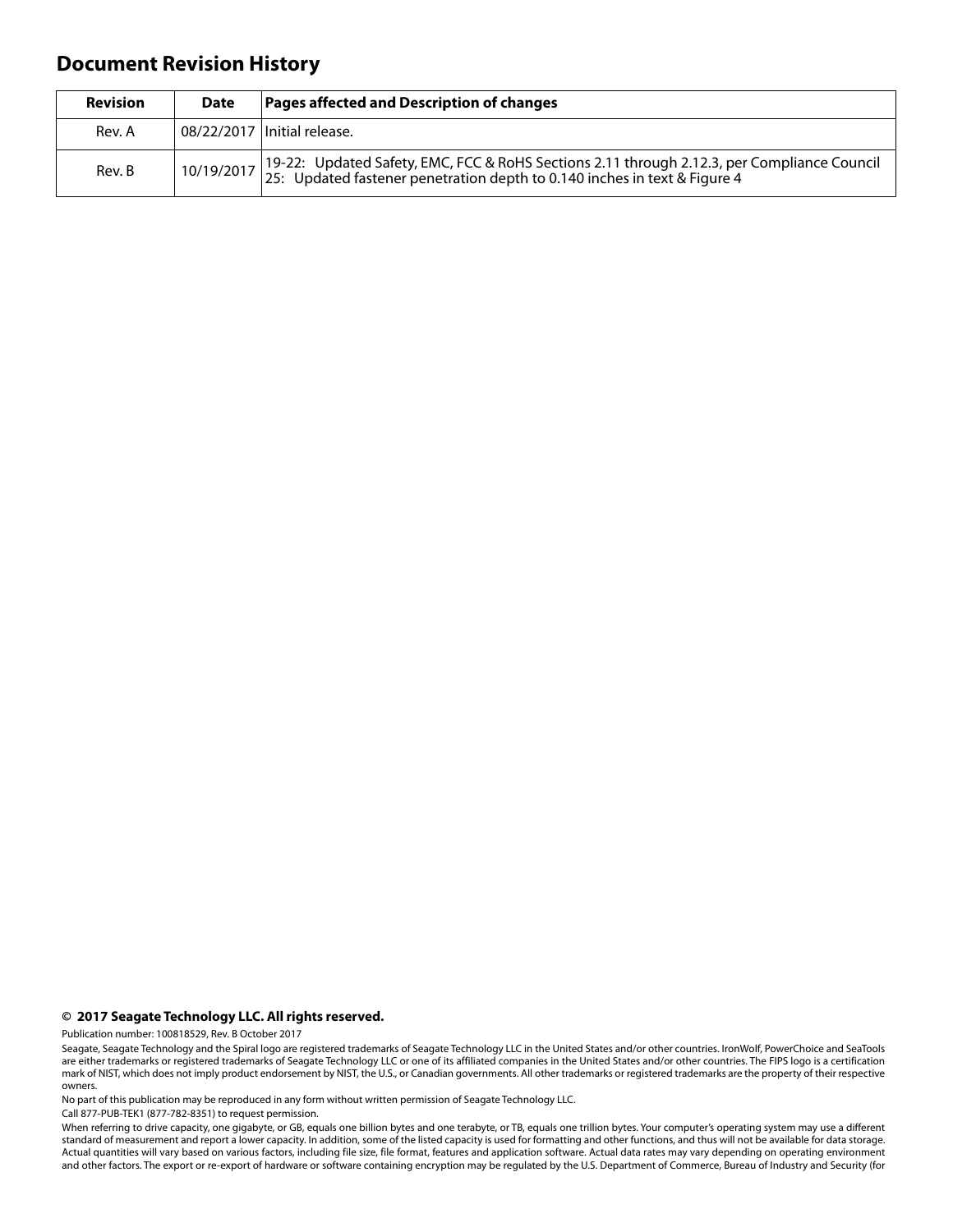# Document Revision History

| Revision | Date | Pages affected and Description of changes |
|---|---|---|
| Rev. A | 08/22/2017 | Initial release. |
| Rev. B | 10/19/2017 | 19-22: Updated Safety, EMC, FCC & RoHS Sections 2.11 through 2.12.3, per Compliance Council<br>25: Updated fastener penetration depth to 0.140 inches in text & Figure 4 |

**© 2017 Seagate Technology LLC. All rights reserved.**

Publication number: 100818529, Rev. B October 2017

Seagate, Seagate Technology and the Spiral logo are registered trademarks of Seagate Technology LLC in the United States and/or other countries. IronWolf, PowerChoice and SeaTools are either trademarks or registered trademarks of Seagate Technology LLC or one of its affiliated companies in the United States and/or other countries. The FIPS logo is a certification mark of NIST, which does not imply product endorsement by NIST, the U.S., or Canadian governments. All other trademarks or registered trademarks are the property of their respective owners.

No part of this publication may be reproduced in any form without written permission of Seagate Technology LLC.

Call 877-PUB-TEK1 (877-782-8351) to request permission.

When referring to drive capacity, one gigabyte, or GB, equals one billion bytes and one terabyte, or TB, equals one trillion bytes. Your computer's operating system may use a different standard of measurement and report a lower capacity. In addition, some of the listed capacity is used for formatting and other functions, and thus will not be available for data storage. Actual quantities will vary based on various factors, including file size, file format, features and application software. Actual data rates may vary depending on operating environment and other factors. The export or re-export of hardware or software containing encryption may be regulated by the U.S. Department of Commerce, Bureau of Industry and Security (for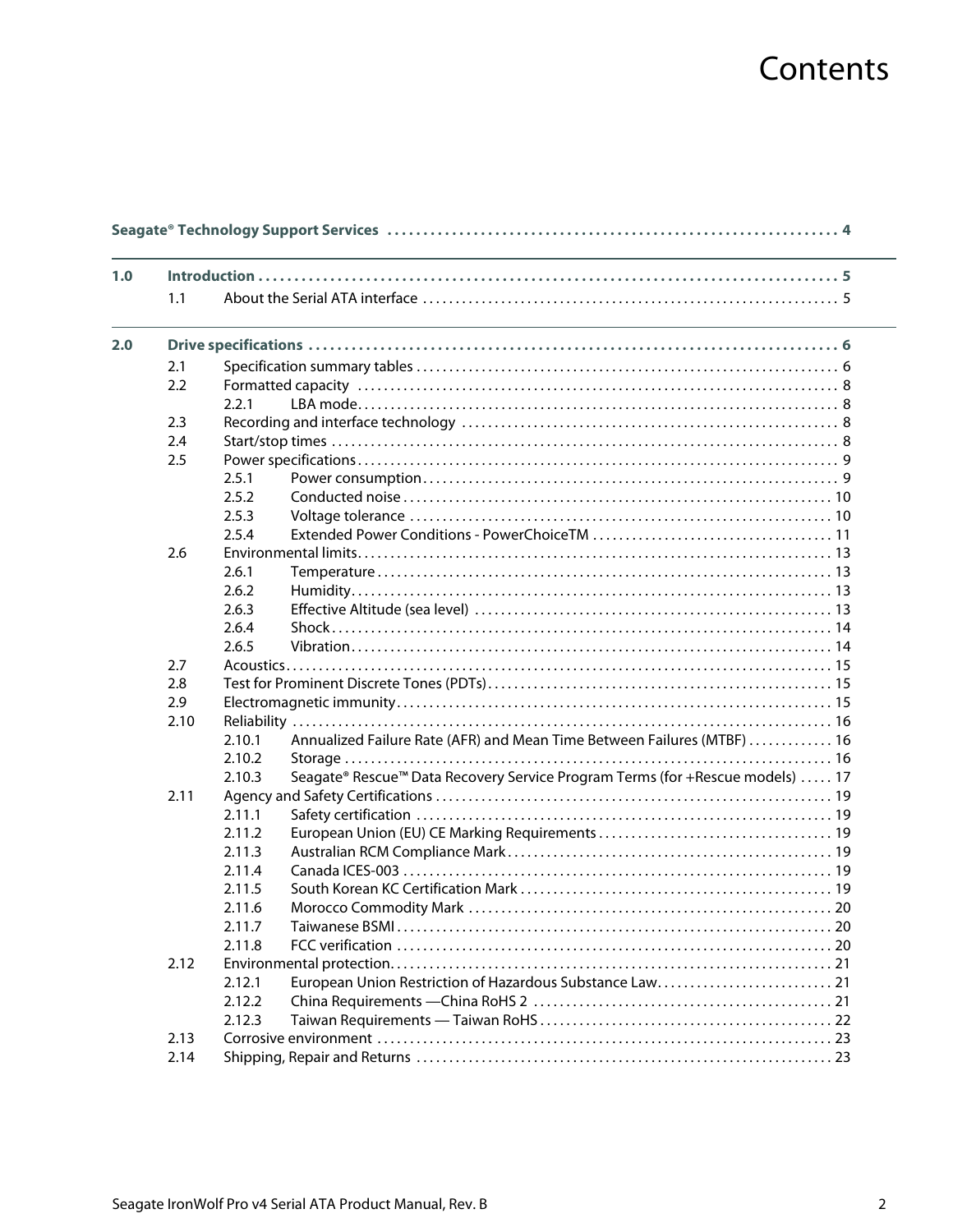# Contents

| | | | |
|---|---|---|---|
| **Seagate® Technology Support Services** | | | **4** |
| **1.0** | **Introduction** | | **5** |
| | 1.1 | About the Serial ATA interface | 5 |
| **2.0** | **Drive specifications** | | **6** |
| | 2.1 | Specification summary tables | 6 |
| | 2.2 | Formatted capacity | 8 |
| | 2.2.1 | LBA mode | 8 |
| | 2.3 | Recording and interface technology | 8 |
| | 2.4 | Start/stop times | 8 |
| | 2.5 | Power specifications | 9 |
| | 2.5.1 | Power consumption | 9 |
| | 2.5.2 | Conducted noise | 10 |
| | 2.5.3 | Voltage tolerance | 10 |
| | 2.5.4 | Extended Power Conditions - PowerChoiceTM | 11 |
| | 2.6 | Environmental limits | 13 |
| | 2.6.1 | Temperature | 13 |
| | 2.6.2 | Humidity | 13 |
| | 2.6.3 | Effective Altitude (sea level) | 13 |
| | 2.6.4 | Shock | 14 |
| | 2.6.5 | Vibration | 14 |
| | 2.7 | Acoustics | 15 |
| | 2.8 | Test for Prominent Discrete Tones (PDTs) | 15 |
| | 2.9 | Electromagnetic immunity | 15 |
| | 2.10 | Reliability | 16 |
| | 2.10.1 | Annualized Failure Rate (AFR) and Mean Time Between Failures (MTBF) | 16 |
| | 2.10.2 | Storage | 16 |
| | 2.10.3 | Seagate® Rescue™ Data Recovery Service Program Terms (for +Rescue models) | 17 |
| | 2.11 | Agency and Safety Certifications | 19 |
| | 2.11.1 | Safety certification | 19 |
| | 2.11.2 | European Union (EU) CE Marking Requirements | 19 |
| | 2.11.3 | Australian RCM Compliance Mark | 19 |
| | 2.11.4 | Canada ICES-003 | 19 |
| | 2.11.5 | South Korean KC Certification Mark | 19 |
| | 2.11.6 | Morocco Commodity Mark | 20 |
| | 2.11.7 | Taiwanese BSMI | 20 |
| | 2.11.8 | FCC verification | 20 |
| | 2.12 | Environmental protection | 21 |
| | 2.12.1 | European Union Restriction of Hazardous Substance Law | 21 |
| | 2.12.2 | China Requirements —China RoHS 2 | 21 |
| | 2.12.3 | Taiwan Requirements — Taiwan RoHS | 22 |
| | 2.13 | Corrosive environment | 23 |
| | 2.14 | Shipping, Repair and Returns | 23 |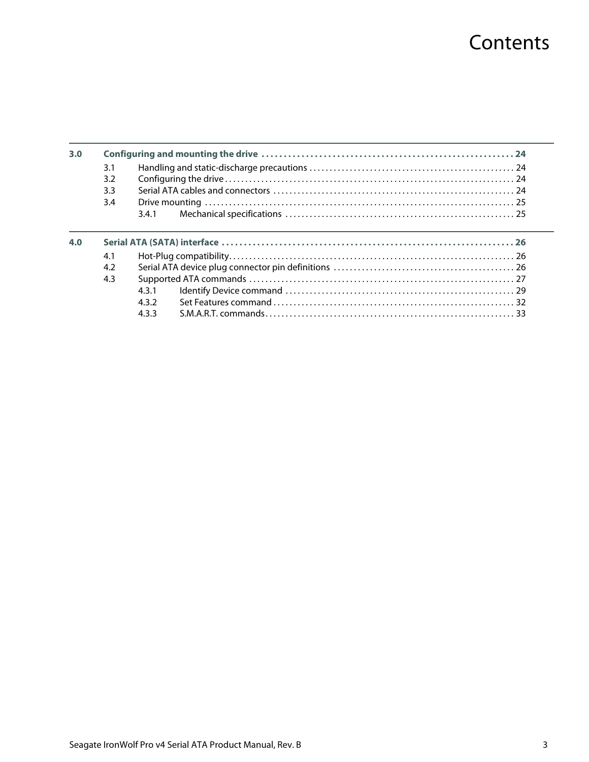# Contents

**3.0 Configuring and mounting the drive . . . . . . . . . . . . . . . . . . . . . . . . . . . . . . . . . . . . . . . . . . . . . . . . . . . . . . . 24**

- 3.1 Handling and static-discharge precautions . . . . . . . . . . . . . . . . . . . . . . . . . . . . . . . . . . . . . . . . . . . . . . . . . . 24
- 3.2 Configuring the drive . . . . . . . . . . . . . . . . . . . . . . . . . . . . . . . . . . . . . . . . . . . . . . . . . . . . . . . . . . . . . . . . . . . . . . . . 24
- 3.3 Serial ATA cables and connectors . . . . . . . . . . . . . . . . . . . . . . . . . . . . . . . . . . . . . . . . . . . . . . . . . . . . . . . . . . . 24
- 3.4 Drive mounting . . . . . . . . . . . . . . . . . . . . . . . . . . . . . . . . . . . . . . . . . . . . . . . . . . . . . . . . . . . . . . . . . . . . . . . . . . . . . 25
  - 3.4.1 Mechanical specifications . . . . . . . . . . . . . . . . . . . . . . . . . . . . . . . . . . . . . . . . . . . . . . . . . . . . . . . . . 25

**4.0 Serial ATA (SATA) interface . . . . . . . . . . . . . . . . . . . . . . . . . . . . . . . . . . . . . . . . . . . . . . . . . . . . . . . . . . . . . . . . . . . . 26**

- 4.1 Hot-Plug compatibility. . . . . . . . . . . . . . . . . . . . . . . . . . . . . . . . . . . . . . . . . . . . . . . . . . . . . . . . . . . . . . . . . . . . . . . 26
- 4.2 Serial ATA device plug connector pin definitions . . . . . . . . . . . . . . . . . . . . . . . . . . . . . . . . . . . . . . . . . . . . 26
- 4.3 Supported ATA commands . . . . . . . . . . . . . . . . . . . . . . . . . . . . . . . . . . . . . . . . . . . . . . . . . . . . . . . . . . . . . . . . . 27
  - 4.3.1 Identify Device command . . . . . . . . . . . . . . . . . . . . . . . . . . . . . . . . . . . . . . . . . . . . . . . . . . . . . . . . . 29
  - 4.3.2 Set Features command . . . . . . . . . . . . . . . . . . . . . . . . . . . . . . . . . . . . . . . . . . . . . . . . . . . . . . . . . . . 32
  - 4.3.3 S.M.A.R.T. commands . . . . . . . . . . . . . . . . . . . . . . . . . . . . . . . . . . . . . . . . . . . . . . . . . . . . . . . . . . . . . 33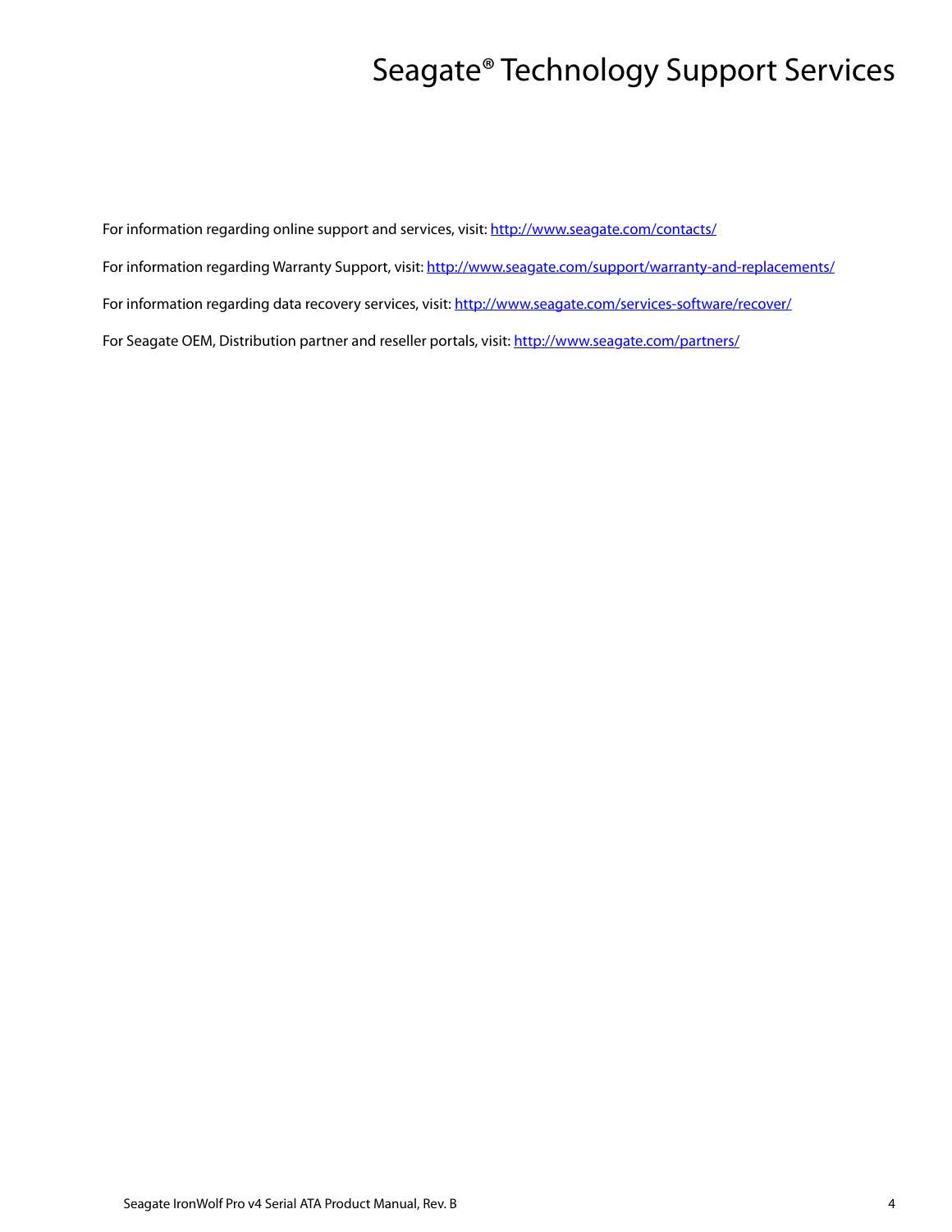# Seagate® Technology Support Services

For information regarding online support and services, visit: http://www.seagate.com/contacts/

For information regarding Warranty Support, visit: http://www.seagate.com/support/warranty-and-replacements/

For information regarding data recovery services, visit: http://www.seagate.com/services-software/recover/

For Seagate OEM, Distribution partner and reseller portals, visit: http://www.seagate.com/partners/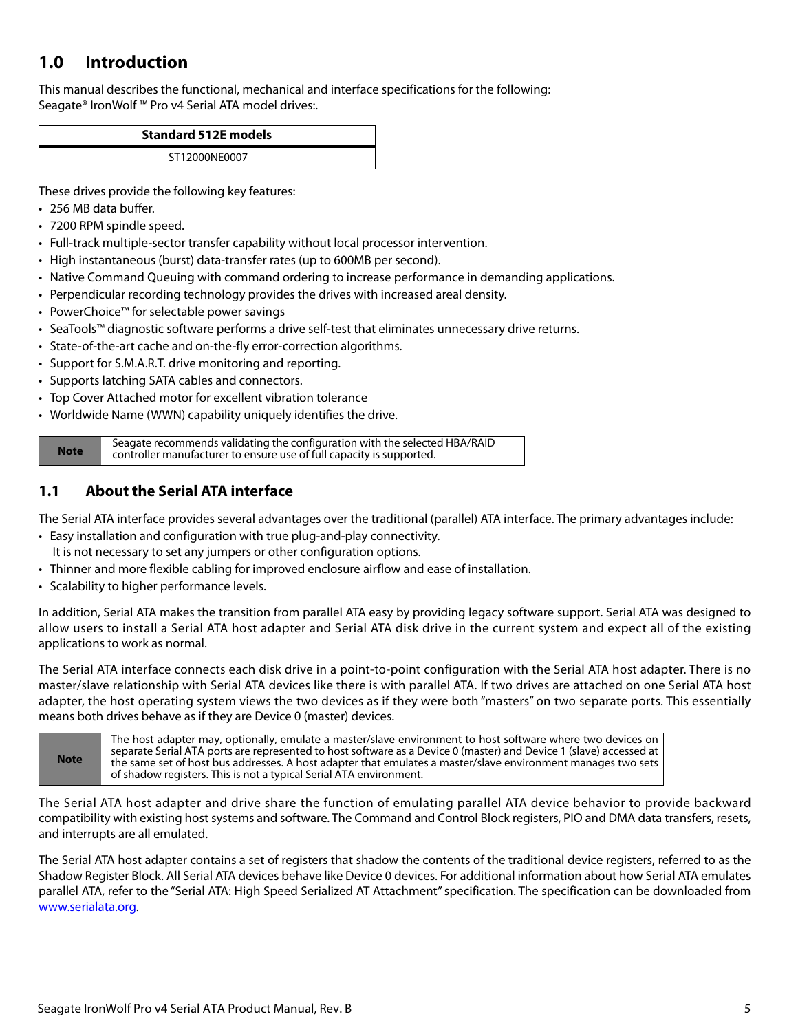# 1.0 Introduction

This manual describes the functional, mechanical and interface specifications for the following:
Seagate® IronWolf ™ Pro v4 Serial ATA model drives:.

| Standard 512E models |
|---|
| ST12000NE0007 |

These drives provide the following key features:

- 256 MB data buffer.
- 7200 RPM spindle speed.
- Full-track multiple-sector transfer capability without local processor intervention.
- High instantaneous (burst) data-transfer rates (up to 600MB per second).
- Native Command Queuing with command ordering to increase performance in demanding applications.
- Perpendicular recording technology provides the drives with increased areal density.
- PowerChoice™ for selectable power savings
- SeaTools™ diagnostic software performs a drive self-test that eliminates unnecessary drive returns.
- State-of-the-art cache and on-the-fly error-correction algorithms.
- Support for S.M.A.R.T. drive monitoring and reporting.
- Supports latching SATA cables and connectors.
- Top Cover Attached motor for excellent vibration tolerance
- Worldwide Name (WWN) capability uniquely identifies the drive.

| Note | Seagate recommends validating the configuration with the selected HBA/RAID controller manufacturer to ensure use of full capacity is supported. |
|---|---|

## 1.1 About the Serial ATA interface

The Serial ATA interface provides several advantages over the traditional (parallel) ATA interface. The primary advantages include:

- Easy installation and configuration with true plug-and-play connectivity.
  It is not necessary to set any jumpers or other configuration options.
- Thinner and more flexible cabling for improved enclosure airflow and ease of installation.
- Scalability to higher performance levels.

In addition, Serial ATA makes the transition from parallel ATA easy by providing legacy software support. Serial ATA was designed to allow users to install a Serial ATA host adapter and Serial ATA disk drive in the current system and expect all of the existing applications to work as normal.

The Serial ATA interface connects each disk drive in a point-to-point configuration with the Serial ATA host adapter. There is no master/slave relationship with Serial ATA devices like there is with parallel ATA. If two drives are attached on one Serial ATA host adapter, the host operating system views the two devices as if they were both "masters" on two separate ports. This essentially means both drives behave as if they are Device 0 (master) devices.

| Note | The host adapter may, optionally, emulate a master/slave environment to host software where two devices on separate Serial ATA ports are represented to host software as a Device 0 (master) and Device 1 (slave) accessed at the same set of host bus addresses. A host adapter that emulates a master/slave environment manages two sets of shadow registers. This is not a typical Serial ATA environment. |
|---|---|

The Serial ATA host adapter and drive share the function of emulating parallel ATA device behavior to provide backward compatibility with existing host systems and software. The Command and Control Block registers, PIO and DMA data transfers, resets, and interrupts are all emulated.

The Serial ATA host adapter contains a set of registers that shadow the contents of the traditional device registers, referred to as the Shadow Register Block. All Serial ATA devices behave like Device 0 devices. For additional information about how Serial ATA emulates parallel ATA, refer to the "Serial ATA: High Speed Serialized AT Attachment" specification. The specification can be downloaded from www.serialata.org.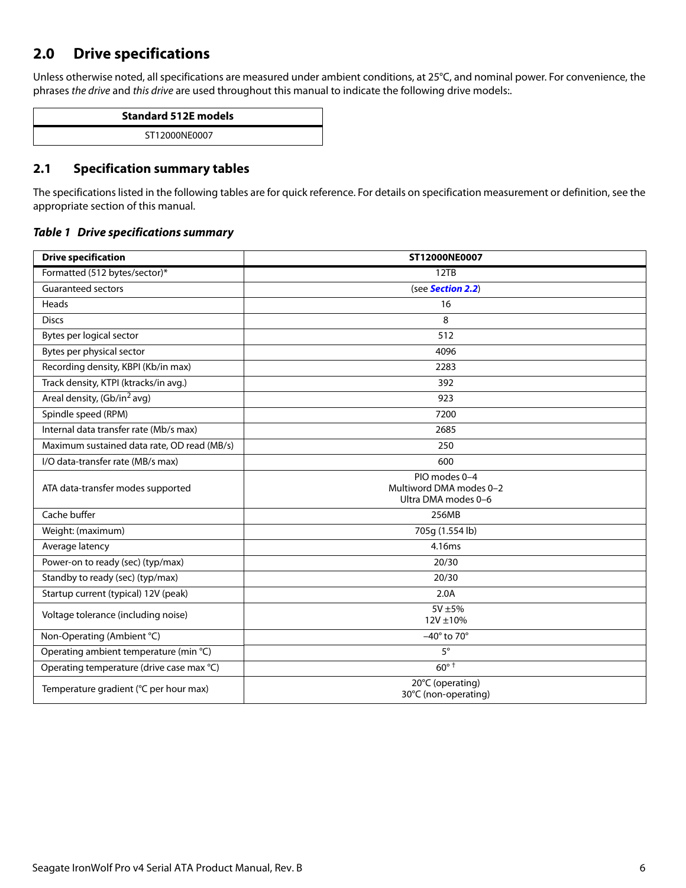## 2.0 Drive specifications

Unless otherwise noted, all specifications are measured under ambient conditions, at 25°C, and nominal power. For convenience, the phrases *the drive* and *this drive* are used throughout this manual to indicate the following drive models:.

| Standard 512E models |
|---|
| ST12000NE0007 |

### 2.1 Specification summary tables

The specifications listed in the following tables are for quick reference. For details on specification measurement or definition, see the appropriate section of this manual.

***Table 1 Drive specifications summary***

| Drive specification | ST12000NE0007 |
|---|---|
| Formatted (512 bytes/sector)* | 12TB |
| Guaranteed sectors | (see ***Section 2.2***) |
| Heads | 16 |
| Discs | 8 |
| Bytes per logical sector | 512 |
| Bytes per physical sector | 4096 |
| Recording density, KBPI (Kb/in max) | 2283 |
| Track density, KTPI (ktracks/in avg.) | 392 |
| Areal density, (Gb/in$^2$ avg) | 923 |
| Spindle speed (RPM) | 7200 |
| Internal data transfer rate (Mb/s max) | 2685 |
| Maximum sustained data rate, OD read (MB/s) | 250 |
| I/O data-transfer rate (MB/s max) | 600 |
| ATA data-transfer modes supported | PIO modes 0–4<br>Multiword DMA modes 0–2<br>Ultra DMA modes 0–6 |
| Cache buffer | 256MB |
| Weight: (maximum) | 705g (1.554 lb) |
| Average latency | 4.16ms |
| Power-on to ready (sec) (typ/max) | 20/30 |
| Standby to ready (sec) (typ/max) | 20/30 |
| Startup current (typical) 12V (peak) | 2.0A |
| Voltage tolerance (including noise) | 5V ±5%<br>12V ±10% |
| Non-Operating (Ambient °C) | –40° to 70° |
| Operating ambient temperature (min °C) | 5° |
| Operating temperature (drive case max °C) | 60° † |
| Temperature gradient (°C per hour max) | 20°C (operating)<br>30°C (non-operating) |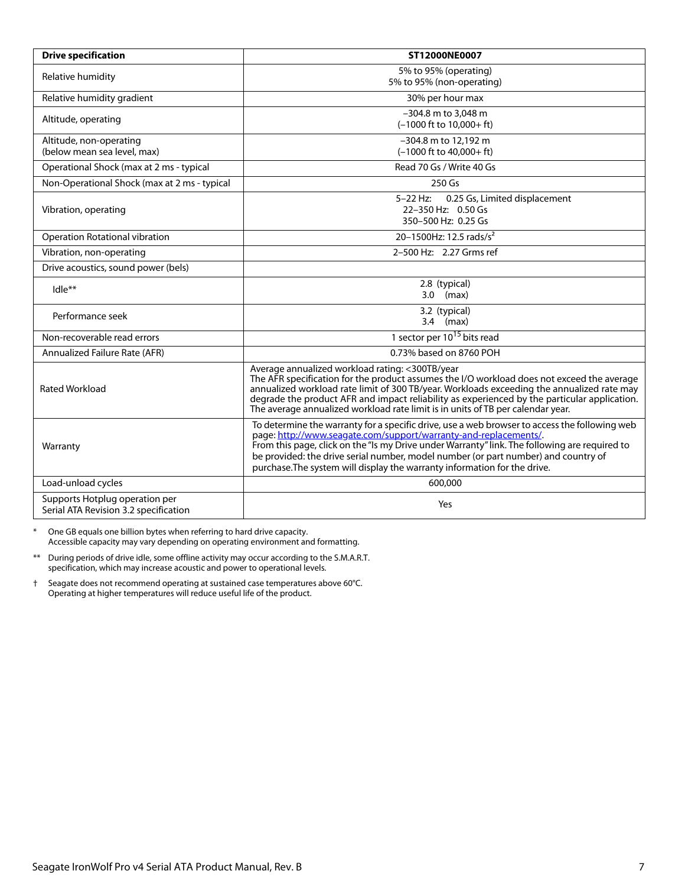| Drive specification | ST12000NE0007 |
|---|---|
| Relative humidity | 5% to 95% (operating)<br>5% to 95% (non-operating) |
| Relative humidity gradient | 30% per hour max |
| Altitude, operating | –304.8 m to 3,048 m<br>(–1000 ft to 10,000+ ft) |
| Altitude, non-operating<br>(below mean sea level, max) | –304.8 m to 12,192 m<br>(–1000 ft to 40,000+ ft) |
| Operational Shock (max at 2 ms - typical | Read 70 Gs / Write 40 Gs |
| Non-Operational Shock (max at 2 ms - typical | 250 Gs |
| Vibration, operating | 5–22 Hz: 0.25 Gs, Limited displacement<br>22–350 Hz: 0.50 Gs<br>350–500 Hz: 0.25 Gs |
| Operation Rotational vibration | 20–1500Hz: 12.5 rads/$s^2$ |
| Vibration, non-operating | 2–500 Hz: 2.27 Grms ref |
| Drive acoustics, sound power (bels) | |
| Idle** | 2.8 (typical)<br>3.0 (max) |
| Performance seek | 3.2 (typical)<br>3.4 (max) |
| Non-recoverable read errors | 1 sector per $10^{15}$ bits read |
| Annualized Failure Rate (AFR) | 0.73% based on 8760 POH |
| Rated Workload | Average annualized workload rating: <300TB/year<br>The AFR specification for the product assumes the I/O workload does not exceed the average annualized workload rate limit of 300 TB/year. Workloads exceeding the annualized rate may degrade the product AFR and impact reliability as experienced by the particular application. The average annualized workload rate limit is in units of TB per calendar year. |
| Warranty | To determine the warranty for a specific drive, use a web browser to access the following web page: [http://www.seagate.com/support/warranty-and-replacements/](http://www.seagate.com/support/warranty-and-replacements/).<br>From this page, click on the "Is my Drive under Warranty" link. The following are required to be provided: the drive serial number, model number (or part number) and country of purchase.The system will display the warranty information for the drive. |
| Load-unload cycles | 600,000 |
| Supports Hotplug operation per<br>Serial ATA Revision 3.2 specification | Yes |

\* One GB equals one billion bytes when referring to hard drive capacity.
Accessible capacity may vary depending on operating environment and formatting.

** During periods of drive idle, some offline activity may occur according to the S.M.A.R.T. specification, which may increase acoustic and power to operational levels.

† Seagate does not recommend operating at sustained case temperatures above 60°C.
Operating at higher temperatures will reduce useful life of the product.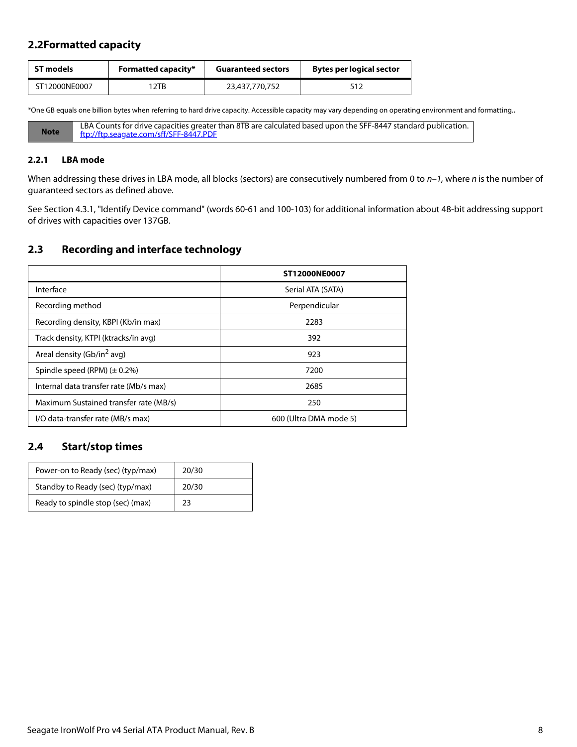## 2.2Formatted capacity

| ST models | Formatted capacity* | Guaranteed sectors | Bytes per logical sector |
|---|---|---|---|
| ST12000NE0007 | 12TB | 23,437,770,752 | 512 |

*One GB equals one billion bytes when referring to hard drive capacity. Accessible capacity may vary depending on operating environment and formatting..

| Note | LBA Counts for drive capacities greater than 8TB are calculated based upon the SFF-8447 standard publication. ftp://ftp.seagate.com/sff/SFF-8447.PDF |
|---|---|

### 2.2.1 LBA mode

When addressing these drives in LBA mode, all blocks (sectors) are consecutively numbered from 0 to *n–1*, where *n* is the number of guaranteed sectors as defined above.

See Section 4.3.1, "Identify Device command" (words 60-61 and 100-103) for additional information about 48-bit addressing support of drives with capacities over 137GB.

## 2.3 Recording and interface technology

| | ST12000NE0007 |
|---|---|
| Interface | Serial ATA (SATA) |
| Recording method | Perpendicular |
| Recording density, KBPI (Kb/in max) | 2283 |
| Track density, KTPI (ktracks/in avg) | 392 |
| Areal density (Gb/in$^2$ avg) | 923 |
| Spindle speed (RPM) (± 0.2%) | 7200 |
| Internal data transfer rate (Mb/s max) | 2685 |
| Maximum Sustained transfer rate (MB/s) | 250 |
| I/O data-transfer rate (MB/s max) | 600 (Ultra DMA mode 5) |

## 2.4 Start/stop times

| | |
|---|---|
| Power-on to Ready (sec) (typ/max) | 20/30 |
| Standby to Ready (sec) (typ/max) | 20/30 |
| Ready to spindle stop (sec) (max) | 23 |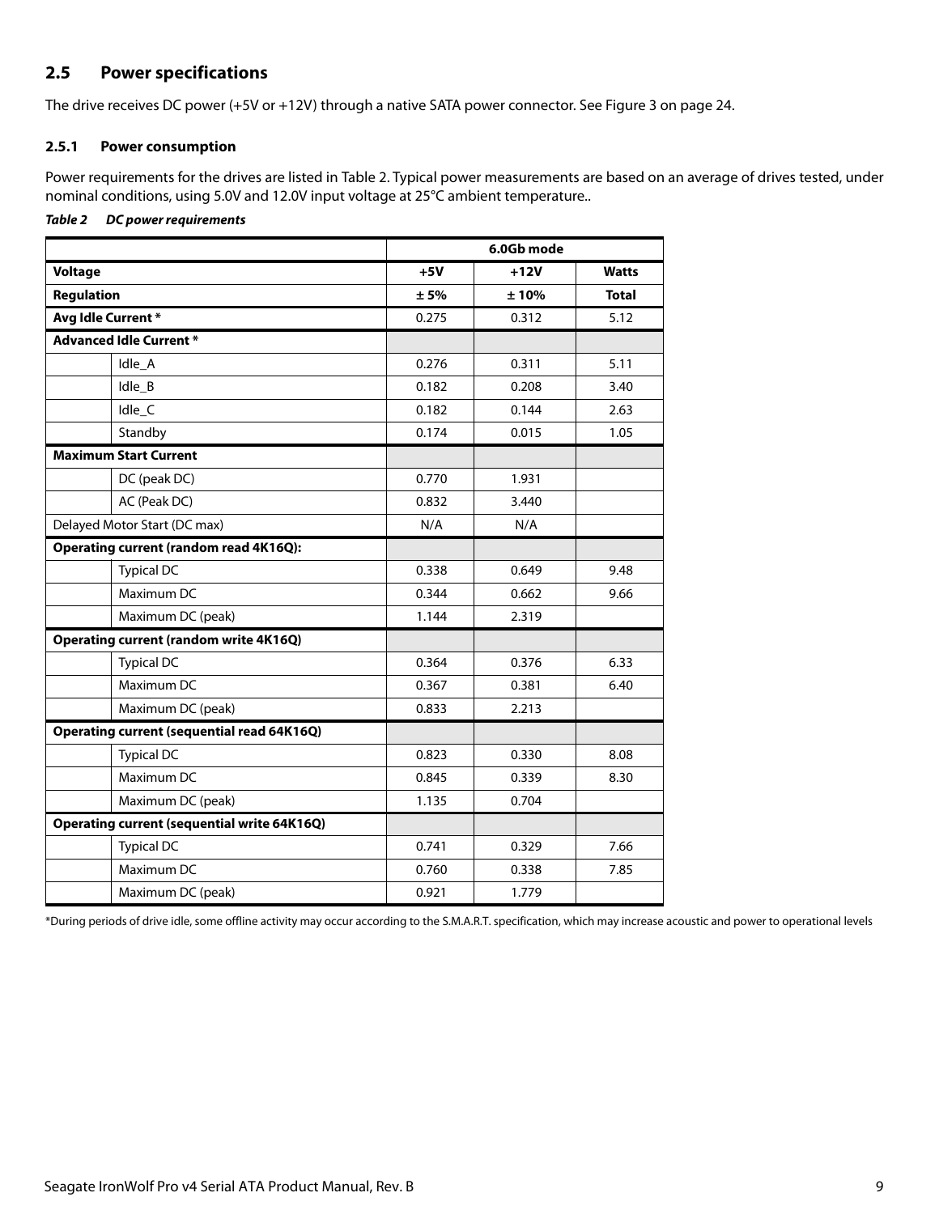## 2.5 Power specifications

The drive receives DC power (+5V or +12V) through a native SATA power connector. See Figure 3 on page 24.

### 2.5.1 Power consumption

Power requirements for the drives are listed in Table 2. Typical power measurements are based on an average of drives tested, under nominal conditions, using 5.0V and 12.0V input voltage at 25°C ambient temperature..

***Table 2 DC power requirements***

| | | 6.0Gb mode | | |
|---|---|---|---|---|
| **Voltage** | | **+5V** | **+12V** | **Watts** |
| **Regulation** | | **± 5%** | **± 10%** | **Total** |
| **Avg Idle Current *** | | 0.275 | 0.312 | 5.12 |
| **Advanced Idle Current *** | | | | |
| | Idle_A | 0.276 | 0.311 | 5.11 |
| | Idle_B | 0.182 | 0.208 | 3.40 |
| | Idle_C | 0.182 | 0.144 | 2.63 |
| | Standby | 0.174 | 0.015 | 1.05 |
| **Maximum Start Current** | | | | |
| | DC (peak DC) | 0.770 | 1.931 | |
| | AC (Peak DC) | 0.832 | 3.440 | |
| Delayed Motor Start (DC max) | | N/A | N/A | |
| **Operating current (random read 4K16Q):** | | | | |
| | Typical DC | 0.338 | 0.649 | 9.48 |
| | Maximum DC | 0.344 | 0.662 | 9.66 |
| | Maximum DC (peak) | 1.144 | 2.319 | |
| **Operating current (random write 4K16Q)** | | | | |
| | Typical DC | 0.364 | 0.376 | 6.33 |
| | Maximum DC | 0.367 | 0.381 | 6.40 |
| | Maximum DC (peak) | 0.833 | 2.213 | |
| **Operating current (sequential read 64K16Q)** | | | | |
| | Typical DC | 0.823 | 0.330 | 8.08 |
| | Maximum DC | 0.845 | 0.339 | 8.30 |
| | Maximum DC (peak) | 1.135 | 0.704 | |
| **Operating current (sequential write 64K16Q)** | | | | |
| | Typical DC | 0.741 | 0.329 | 7.66 |
| | Maximum DC | 0.760 | 0.338 | 7.85 |
| | Maximum DC (peak) | 0.921 | 1.779 | |

*During periods of drive idle, some offline activity may occur according to the S.M.A.R.T. specification, which may increase acoustic and power to operational levels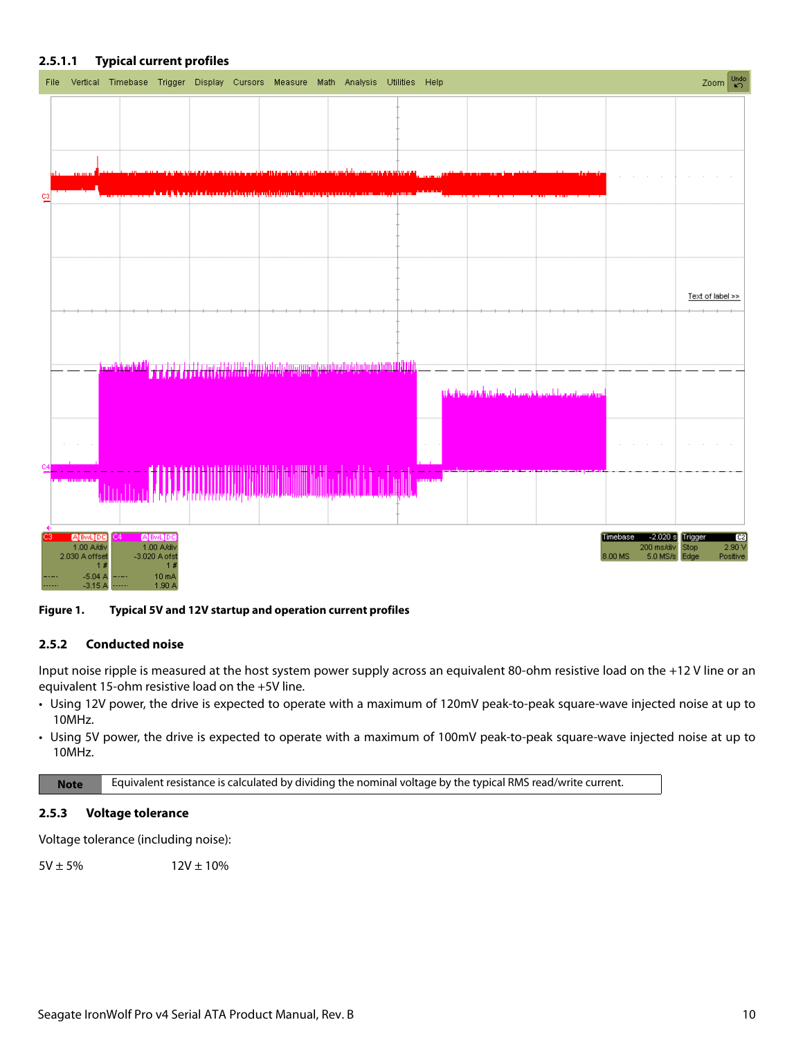#### 2.5.1.1 Typical current profiles

**Figure 1. Typical 5V and 12V startup and operation current profiles**

### 2.5.2 Conducted noise

Input noise ripple is measured at the host system power supply across an equivalent 80-ohm resistive load on the +12 V line or an equivalent 15-ohm resistive load on the +5V line.

- Using 12V power, the drive is expected to operate with a maximum of 120mV peak-to-peak square-wave injected noise at up to 10MHz.
- Using 5V power, the drive is expected to operate with a maximum of 100mV peak-to-peak square-wave injected noise at up to 10MHz.

| Note | Equivalent resistance is calculated by dividing the nominal voltage by the typical RMS read/write current. |
|---|---|

### 2.5.3 Voltage tolerance

Voltage tolerance (including noise):

5V ± 5%        12V ± 10%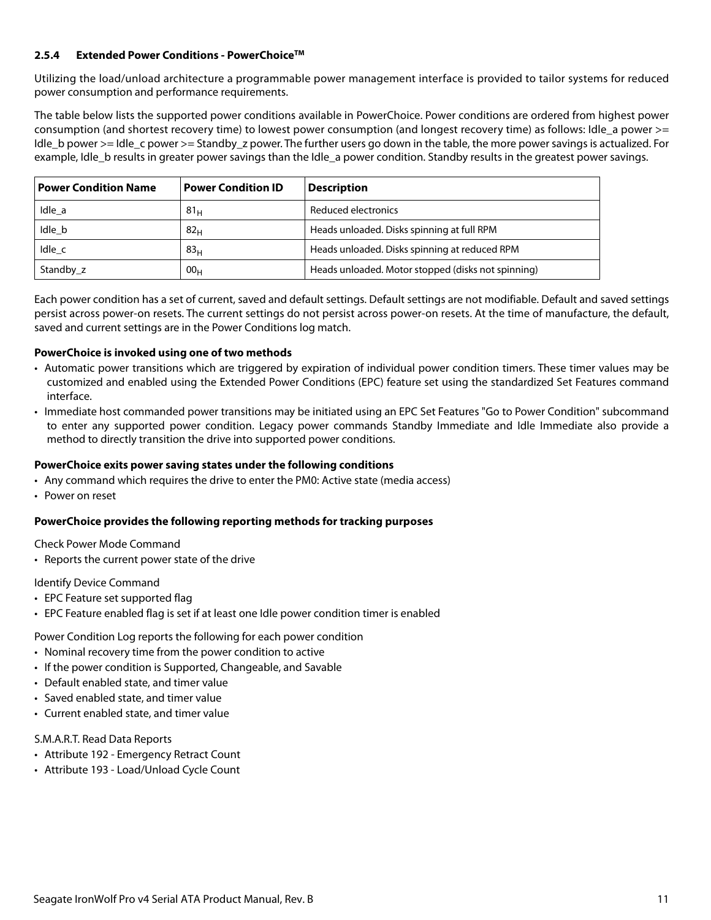### 2.5.4 Extended Power Conditions - PowerChoice™

Utilizing the load/unload architecture a programmable power management interface is provided to tailor systems for reduced power consumption and performance requirements.

The table below lists the supported power conditions available in PowerChoice. Power conditions are ordered from highest power consumption (and shortest recovery time) to lowest power consumption (and longest recovery time) as follows: Idle_a power >= Idle_b power >= Idle_c power >= Standby_z power. The further users go down in the table, the more power savings is actualized. For example, Idle_b results in greater power savings than the Idle_a power condition. Standby results in the greatest power savings.

| Power Condition Name | Power Condition ID | Description |
|---|---|---|
| Idle_a | $81_H$ | Reduced electronics |
| Idle_b | $82_H$ | Heads unloaded. Disks spinning at full RPM |
| Idle_c | $83_H$ | Heads unloaded. Disks spinning at reduced RPM |
| Standby_z | $00_H$ | Heads unloaded. Motor stopped (disks not spinning) |

Each power condition has a set of current, saved and default settings. Default settings are not modifiable. Default and saved settings persist across power-on resets. The current settings do not persist across power-on resets. At the time of manufacture, the default, saved and current settings are in the Power Conditions log match.

**PowerChoice is invoked using one of two methods**

- Automatic power transitions which are triggered by expiration of individual power condition timers. These timer values may be customized and enabled using the Extended Power Conditions (EPC) feature set using the standardized Set Features command interface.
- Immediate host commanded power transitions may be initiated using an EPC Set Features "Go to Power Condition" subcommand to enter any supported power condition. Legacy power commands Standby Immediate and Idle Immediate also provide a method to directly transition the drive into supported power conditions.

**PowerChoice exits power saving states under the following conditions**

- Any command which requires the drive to enter the PM0: Active state (media access)
- Power on reset

**PowerChoice provides the following reporting methods for tracking purposes**

Check Power Mode Command

- Reports the current power state of the drive

Identify Device Command

- EPC Feature set supported flag
- EPC Feature enabled flag is set if at least one Idle power condition timer is enabled

Power Condition Log reports the following for each power condition

- Nominal recovery time from the power condition to active
- If the power condition is Supported, Changeable, and Savable
- Default enabled state, and timer value
- Saved enabled state, and timer value
- Current enabled state, and timer value

S.M.A.R.T. Read Data Reports

- Attribute 192 - Emergency Retract Count
- Attribute 193 - Load/Unload Cycle Count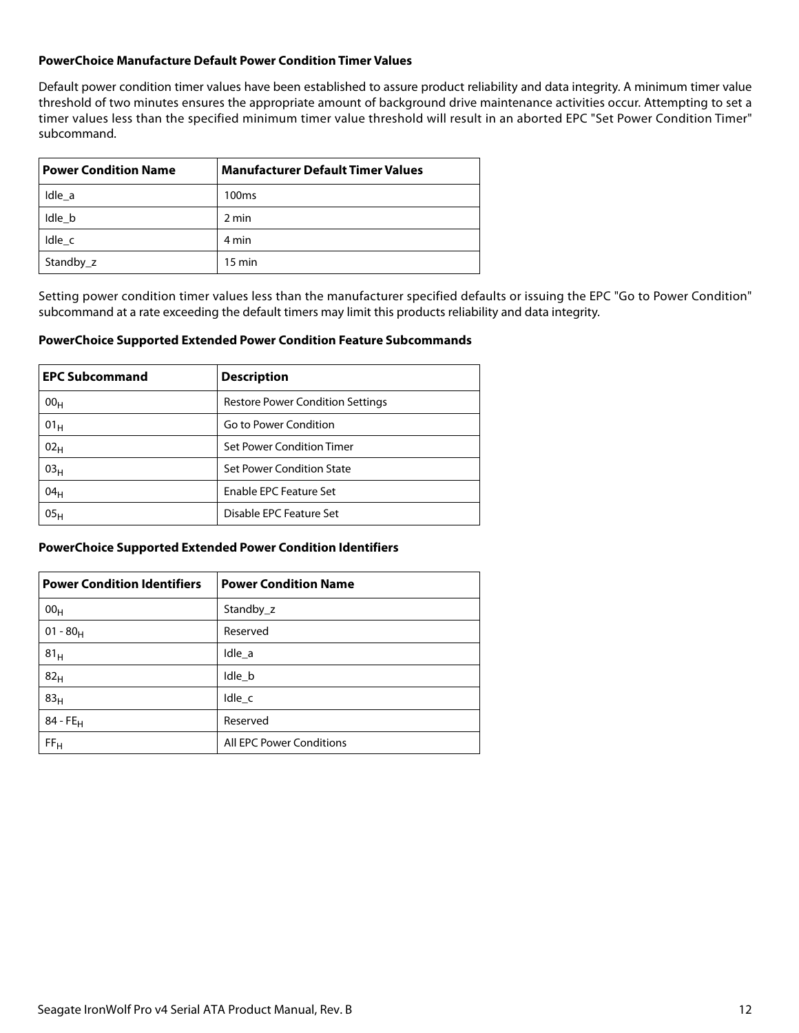### PowerChoice Manufacture Default Power Condition Timer Values

Default power condition timer values have been established to assure product reliability and data integrity. A minimum timer value threshold of two minutes ensures the appropriate amount of background drive maintenance activities occur. Attempting to set a timer values less than the specified minimum timer value threshold will result in an aborted EPC "Set Power Condition Timer" subcommand.

| Power Condition Name | Manufacturer Default Timer Values |
|---|---|
| Idle_a | 100ms |
| Idle_b | 2 min |
| Idle_c | 4 min |
| Standby_z | 15 min |

Setting power condition timer values less than the manufacturer specified defaults or issuing the EPC "Go to Power Condition" subcommand at a rate exceeding the default timers may limit this products reliability and data integrity.

### PowerChoice Supported Extended Power Condition Feature Subcommands

| EPC Subcommand | Description |
|---|---|
| $00_H$ | Restore Power Condition Settings |
| $01_H$ | Go to Power Condition |
| $02_H$ | Set Power Condition Timer |
| $03_H$ | Set Power Condition State |
| $04_H$ | Enable EPC Feature Set |
| $05_H$ | Disable EPC Feature Set |

### PowerChoice Supported Extended Power Condition Identifiers

| Power Condition Identifiers | Power Condition Name |
|---|---|
| $00_H$ | Standby_z |
| $01 - 80_H$ | Reserved |
| $81_H$ | Idle_a |
| $82_H$ | Idle_b |
| $83_H$ | Idle_c |
| $84 - FE_H$ | Reserved |
| $FF_H$ | All EPC Power Conditions |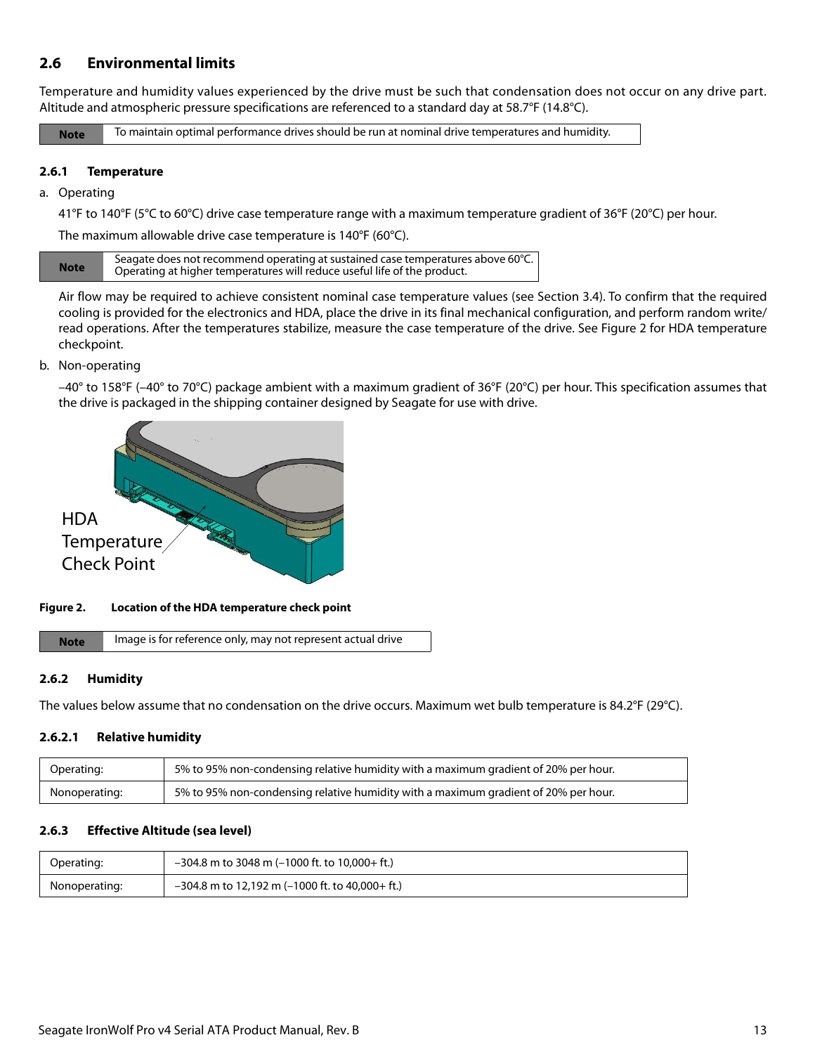## 2.6 Environmental limits

Temperature and humidity values experienced by the drive must be such that condensation does not occur on any drive part. Altitude and atmospheric pressure specifications are referenced to a standard day at 58.7°F (14.8°C).

| Note | To maintain optimal performance drives should be run at nominal drive temperatures and humidity. |
|---|---|

### 2.6.1 Temperature

a. Operating

41°F to 140°F (5°C to 60°C) drive case temperature range with a maximum temperature gradient of 36°F (20°C) per hour.

The maximum allowable drive case temperature is 140°F (60°C).

| Note | Seagate does not recommend operating at sustained case temperatures above 60°C. Operating at higher temperatures will reduce useful life of the product. |
|---|---|

Air flow may be required to achieve consistent nominal case temperature values (see Section 3.4). To confirm that the required cooling is provided for the electronics and HDA, place the drive in its final mechanical configuration, and perform random write/read operations. After the temperatures stabilize, measure the case temperature of the drive. See Figure 2 for HDA temperature checkpoint.

b. Non-operating

–40° to 158°F (–40° to 70°C) package ambient with a maximum gradient of 36°F (20°C) per hour. This specification assumes that the drive is packaged in the shipping container designed by Seagate for use with drive.

HDA Temperature Check Point

**Figure 2. Location of the HDA temperature check point**

| Note | Image is for reference only, may not represent actual drive |
|---|---|

### 2.6.2 Humidity

The values below assume that no condensation on the drive occurs. Maximum wet bulb temperature is 84.2°F (29°C).

#### 2.6.2.1 Relative humidity

| | |
|---|---|
| Operating: | 5% to 95% non-condensing relative humidity with a maximum gradient of 20% per hour. |
| Nonoperating: | 5% to 95% non-condensing relative humidity with a maximum gradient of 20% per hour. |

### 2.6.3 Effective Altitude (sea level)

| | |
|---|---|
| Operating: | –304.8 m to 3048 m (–1000 ft. to 10,000+ ft.) |
| Nonoperating: | –304.8 m to 12,192 m (–1000 ft. to 40,000+ ft.) |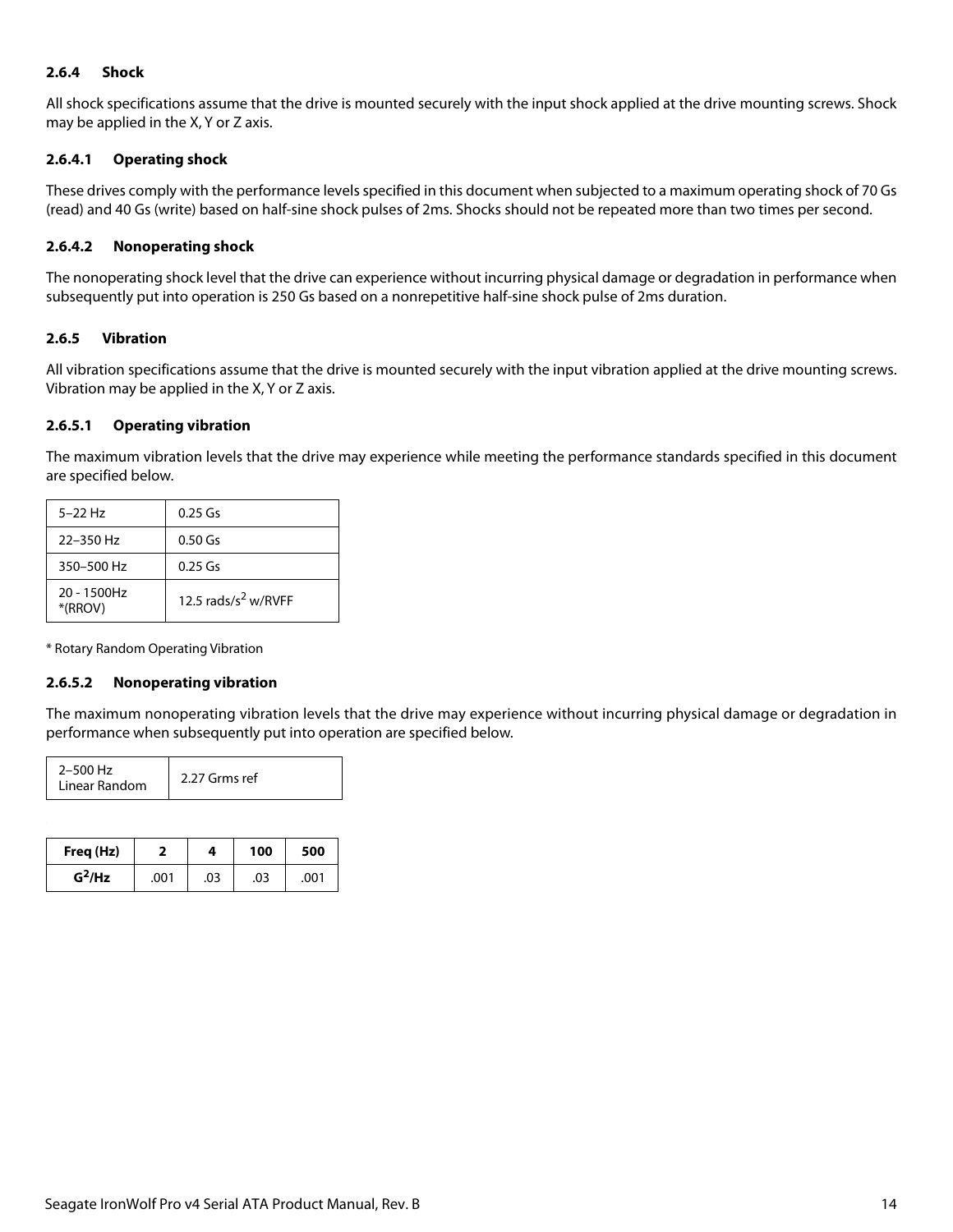### 2.6.4 Shock

All shock specifications assume that the drive is mounted securely with the input shock applied at the drive mounting screws. Shock may be applied in the X, Y or Z axis.

#### 2.6.4.1 Operating shock

These drives comply with the performance levels specified in this document when subjected to a maximum operating shock of 70 Gs (read) and 40 Gs (write) based on half-sine shock pulses of 2ms. Shocks should not be repeated more than two times per second.

#### 2.6.4.2 Nonoperating shock

The nonoperating shock level that the drive can experience without incurring physical damage or degradation in performance when subsequently put into operation is 250 Gs based on a nonrepetitive half-sine shock pulse of 2ms duration.

### 2.6.5 Vibration

All vibration specifications assume that the drive is mounted securely with the input vibration applied at the drive mounting screws. Vibration may be applied in the X, Y or Z axis.

#### 2.6.5.1 Operating vibration

The maximum vibration levels that the drive may experience while meeting the performance standards specified in this document are specified below.

| | |
|---|---|
| 5–22 Hz | 0.25 Gs |
| 22–350 Hz | 0.50 Gs |
| 350–500 Hz | 0.25 Gs |
| 20 - 1500Hz *(RROV) | 12.5 rads/$s^2$ w/RVFF |

* Rotary Random Operating Vibration

#### 2.6.5.2 Nonoperating vibration

The maximum nonoperating vibration levels that the drive may experience without incurring physical damage or degradation in performance when subsequently put into operation are specified below.

| | |
|---|---|
| 2–500 Hz Linear Random | 2.27 Grms ref |

| Freq (Hz) | 2 | 4 | 100 | 500 |
|---|---|---|---|---|
| $G^2$/Hz | .001 | .03 | .03 | .001 |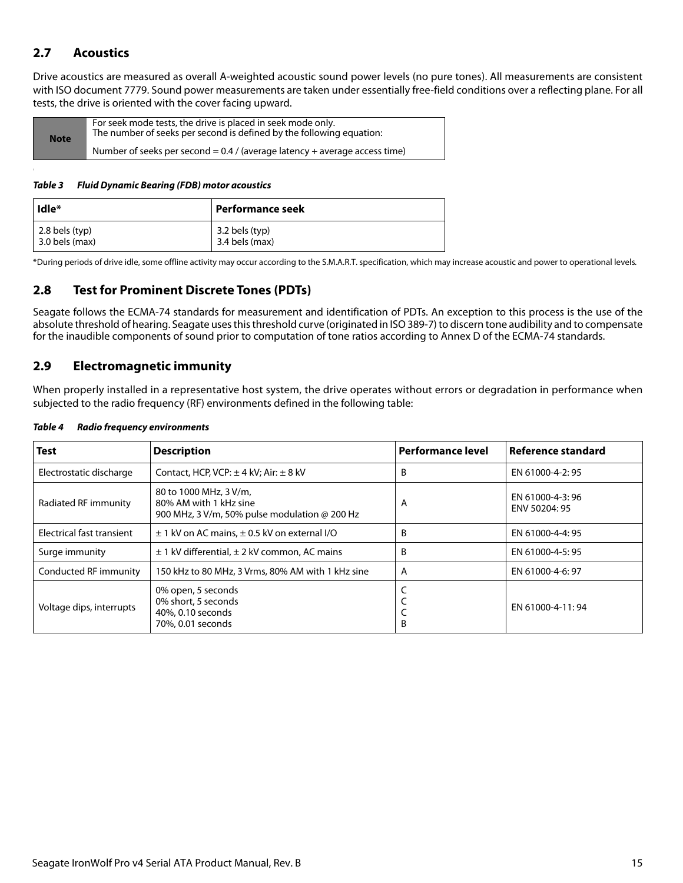## 2.7 Acoustics

Drive acoustics are measured as overall A-weighted acoustic sound power levels (no pure tones). All measurements are consistent with ISO document 7779. Sound power measurements are taken under essentially free-field conditions over a reflecting plane. For all tests, the drive is oriented with the cover facing upward.

| Note | For seek mode tests, the drive is placed in seek mode only. The number of seeks per second is defined by the following equation: Number of seeks per second = 0.4 / (average latency + average access time) |
|---|---|

***Table 3 Fluid Dynamic Bearing (FDB) motor acoustics***

| Idle* | Performance seek |
|---|---|
| 2.8 bels (typ)<br>3.0 bels (max) | 3.2 bels (typ)<br>3.4 bels (max) |

*During periods of drive idle, some offline activity may occur according to the S.M.A.R.T. specification, which may increase acoustic and power to operational levels.

## 2.8 Test for Prominent Discrete Tones (PDTs)

Seagate follows the ECMA-74 standards for measurement and identification of PDTs. An exception to this process is the use of the absolute threshold of hearing. Seagate uses this threshold curve (originated in ISO 389-7) to discern tone audibility and to compensate for the inaudible components of sound prior to computation of tone ratios according to Annex D of the ECMA-74 standards.

## 2.9 Electromagnetic immunity

When properly installed in a representative host system, the drive operates without errors or degradation in performance when subjected to the radio frequency (RF) environments defined in the following table:

***Table 4 Radio frequency environments***

| Test | Description | Performance level | Reference standard |
|---|---|---|---|
| Electrostatic discharge | Contact, HCP, VCP: ± 4 kV; Air: ± 8 kV | B | EN 61000-4-2: 95 |
| Radiated RF immunity | 80 to 1000 MHz, 3 V/m,<br>80% AM with 1 kHz sine<br>900 MHz, 3 V/m, 50% pulse modulation @ 200 Hz | A | EN 61000-4-3: 96<br>ENV 50204: 95 |
| Electrical fast transient | ± 1 kV on AC mains, ± 0.5 kV on external I/O | B | EN 61000-4-4: 95 |
| Surge immunity | ± 1 kV differential, ± 2 kV common, AC mains | B | EN 61000-4-5: 95 |
| Conducted RF immunity | 150 kHz to 80 MHz, 3 Vrms, 80% AM with 1 kHz sine | A | EN 61000-4-6: 97 |
| Voltage dips, interrupts | 0% open, 5 seconds<br>0% short, 5 seconds<br>40%, 0.10 seconds<br>70%, 0.01 seconds | C<br>C<br>C<br>B | EN 61000-4-11: 94 |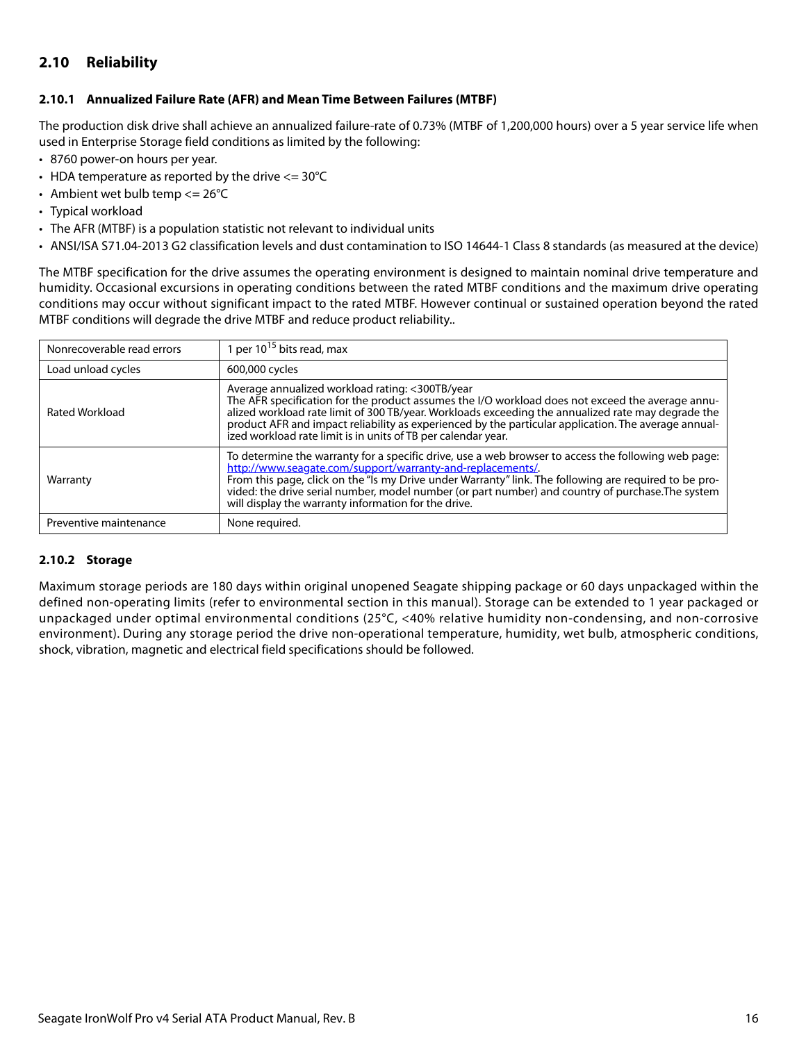## 2.10 Reliability

### 2.10.1 Annualized Failure Rate (AFR) and Mean Time Between Failures (MTBF)

The production disk drive shall achieve an annualized failure-rate of 0.73% (MTBF of 1,200,000 hours) over a 5 year service life when used in Enterprise Storage field conditions as limited by the following:

- 8760 power-on hours per year.
- HDA temperature as reported by the drive <= 30°C
- Ambient wet bulb temp <= 26°C
- Typical workload
- The AFR (MTBF) is a population statistic not relevant to individual units
- ANSI/ISA S71.04-2013 G2 classification levels and dust contamination to ISO 14644-1 Class 8 standards (as measured at the device)

The MTBF specification for the drive assumes the operating environment is designed to maintain nominal drive temperature and humidity. Occasional excursions in operating conditions between the rated MTBF conditions and the maximum drive operating conditions may occur without significant impact to the rated MTBF. However continual or sustained operation beyond the rated MTBF conditions will degrade the drive MTBF and reduce product reliability..

| | |
|---|---|
| Nonrecoverable read errors | 1 per $10^{15}$ bits read, max |
| Load unload cycles | 600,000 cycles |
| Rated Workload | Average annualized workload rating: <300TB/year<br>The AFR specification for the product assumes the I/O workload does not exceed the average annualized workload rate limit of 300 TB/year. Workloads exceeding the annualized rate may degrade the product AFR and impact reliability as experienced by the particular application. The average annualized workload rate limit is in units of TB per calendar year. |
| Warranty | To determine the warranty for a specific drive, use a web browser to access the following web page: http://www.seagate.com/support/warranty-and-replacements/.<br>From this page, click on the "Is my Drive under Warranty" link. The following are required to be provided: the drive serial number, model number (or part number) and country of purchase.The system will display the warranty information for the drive. |
| Preventive maintenance | None required. |

### 2.10.2 Storage

Maximum storage periods are 180 days within original unopened Seagate shipping package or 60 days unpackaged within the defined non-operating limits (refer to environmental section in this manual). Storage can be extended to 1 year packaged or unpackaged under optimal environmental conditions (25°C, <40% relative humidity non-condensing, and non-corrosive environment). During any storage period the drive non-operational temperature, humidity, wet bulb, atmospheric conditions, shock, vibration, magnetic and electrical field specifications should be followed.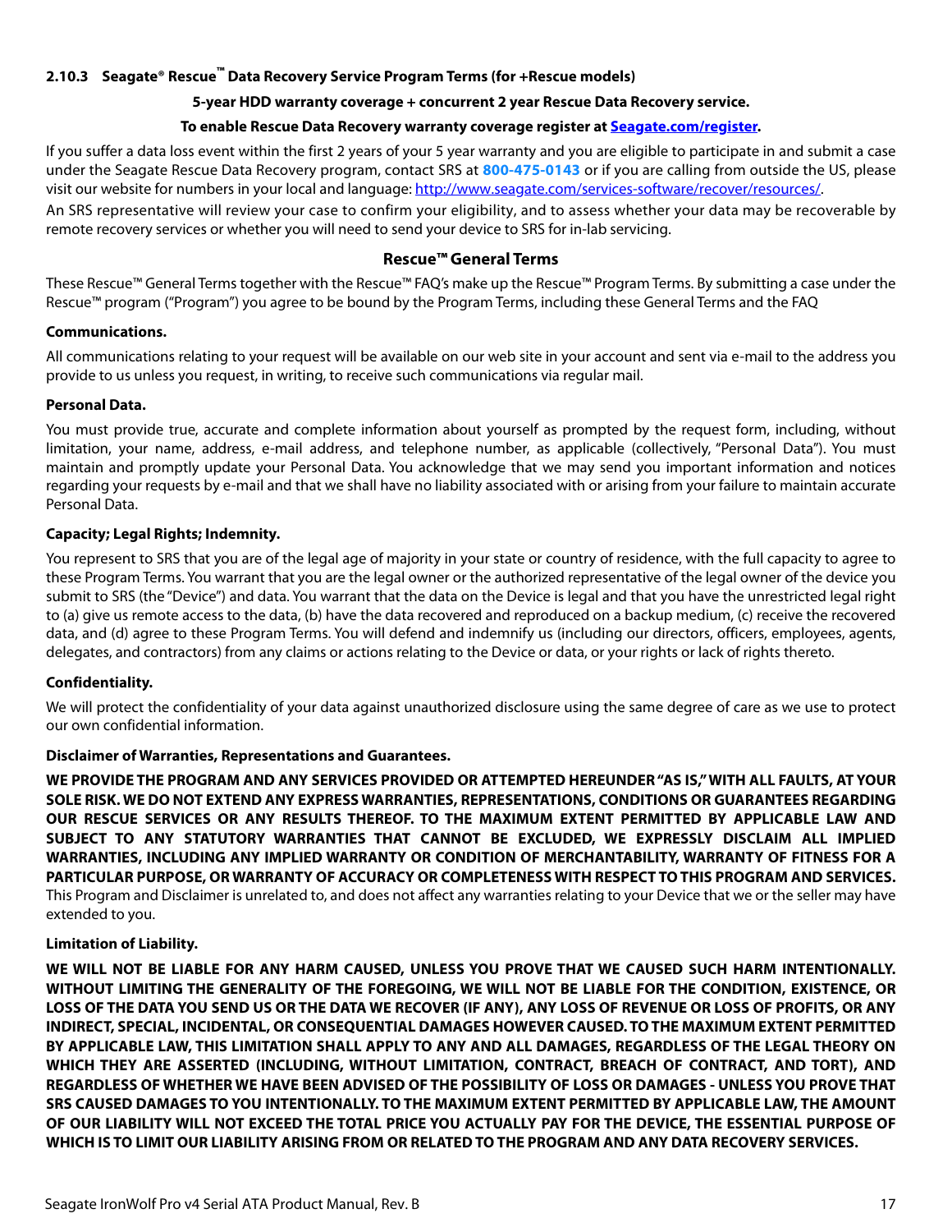### 2.10.3 Seagate® Rescue™ Data Recovery Service Program Terms (for +Rescue models)

**5-year HDD warranty coverage + concurrent 2 year Rescue Data Recovery service.**

**To enable Rescue Data Recovery warranty coverage register at [Seagate.com/register](Seagate.com/register).**

If you suffer a data loss event within the first 2 years of your 5 year warranty and you are eligible to participate in and submit a case under the Seagate Rescue Data Recovery program, contact SRS at **800-475-0143** or if you are calling from outside the US, please visit our website for numbers in your local and language: [http://www.seagate.com/services-software/recover/resources/](http://www.seagate.com/services-software/recover/resources/).

An SRS representative will review your case to confirm your eligibility, and to assess whether your data may be recoverable by remote recovery services or whether you will need to send your device to SRS for in-lab servicing.

#### Rescue™ General Terms

These Rescue™ General Terms together with the Rescue™ FAQ's make up the Rescue™ Program Terms. By submitting a case under the Rescue™ program ("Program") you agree to be bound by the Program Terms, including these General Terms and the FAQ

**Communications.**

All communications relating to your request will be available on our web site in your account and sent via e-mail to the address you provide to us unless you request, in writing, to receive such communications via regular mail.

**Personal Data.**

You must provide true, accurate and complete information about yourself as prompted by the request form, including, without limitation, your name, address, e-mail address, and telephone number, as applicable (collectively, "Personal Data"). You must maintain and promptly update your Personal Data. You acknowledge that we may send you important information and notices regarding your requests by e-mail and that we shall have no liability associated with or arising from your failure to maintain accurate Personal Data.

**Capacity; Legal Rights; Indemnity.**

You represent to SRS that you are of the legal age of majority in your state or country of residence, with the full capacity to agree to these Program Terms. You warrant that you are the legal owner or the authorized representative of the legal owner of the device you submit to SRS (the "Device") and data. You warrant that the data on the Device is legal and that you have the unrestricted legal right to (a) give us remote access to the data, (b) have the data recovered and reproduced on a backup medium, (c) receive the recovered data, and (d) agree to these Program Terms. You will defend and indemnify us (including our directors, officers, employees, agents, delegates, and contractors) from any claims or actions relating to the Device or data, or your rights or lack of rights thereto.

**Confidentiality.**

We will protect the confidentiality of your data against unauthorized disclosure using the same degree of care as we use to protect our own confidential information.

**Disclaimer of Warranties, Representations and Guarantees.**

**WE PROVIDE THE PROGRAM AND ANY SERVICES PROVIDED OR ATTEMPTED HEREUNDER "AS IS," WITH ALL FAULTS, AT YOUR SOLE RISK. WE DO NOT EXTEND ANY EXPRESS WARRANTIES, REPRESENTATIONS, CONDITIONS OR GUARANTEES REGARDING OUR RESCUE SERVICES OR ANY RESULTS THEREOF. TO THE MAXIMUM EXTENT PERMITTED BY APPLICABLE LAW AND SUBJECT TO ANY STATUTORY WARRANTIES THAT CANNOT BE EXCLUDED, WE EXPRESSLY DISCLAIM ALL IMPLIED WARRANTIES, INCLUDING ANY IMPLIED WARRANTY OR CONDITION OF MERCHANTABILITY, WARRANTY OF FITNESS FOR A PARTICULAR PURPOSE, OR WARRANTY OF ACCURACY OR COMPLETENESS WITH RESPECT TO THIS PROGRAM AND SERVICES.** This Program and Disclaimer is unrelated to, and does not affect any warranties relating to your Device that we or the seller may have extended to you.

**Limitation of Liability.**

**WE WILL NOT BE LIABLE FOR ANY HARM CAUSED, UNLESS YOU PROVE THAT WE CAUSED SUCH HARM INTENTIONALLY. WITHOUT LIMITING THE GENERALITY OF THE FOREGOING, WE WILL NOT BE LIABLE FOR THE CONDITION, EXISTENCE, OR LOSS OF THE DATA YOU SEND US OR THE DATA WE RECOVER (IF ANY), ANY LOSS OF REVENUE OR LOSS OF PROFITS, OR ANY INDIRECT, SPECIAL, INCIDENTAL, OR CONSEQUENTIAL DAMAGES HOWEVER CAUSED. TO THE MAXIMUM EXTENT PERMITTED BY APPLICABLE LAW, THIS LIMITATION SHALL APPLY TO ANY AND ALL DAMAGES, REGARDLESS OF THE LEGAL THEORY ON WHICH THEY ARE ASSERTED (INCLUDING, WITHOUT LIMITATION, CONTRACT, BREACH OF CONTRACT, AND TORT), AND REGARDLESS OF WHETHER WE HAVE BEEN ADVISED OF THE POSSIBILITY OF LOSS OR DAMAGES - UNLESS YOU PROVE THAT SRS CAUSED DAMAGES TO YOU INTENTIONALLY. TO THE MAXIMUM EXTENT PERMITTED BY APPLICABLE LAW, THE AMOUNT OF OUR LIABILITY WILL NOT EXCEED THE TOTAL PRICE YOU ACTUALLY PAY FOR THE DEVICE, THE ESSENTIAL PURPOSE OF WHICH IS TO LIMIT OUR LIABILITY ARISING FROM OR RELATED TO THE PROGRAM AND ANY DATA RECOVERY SERVICES.**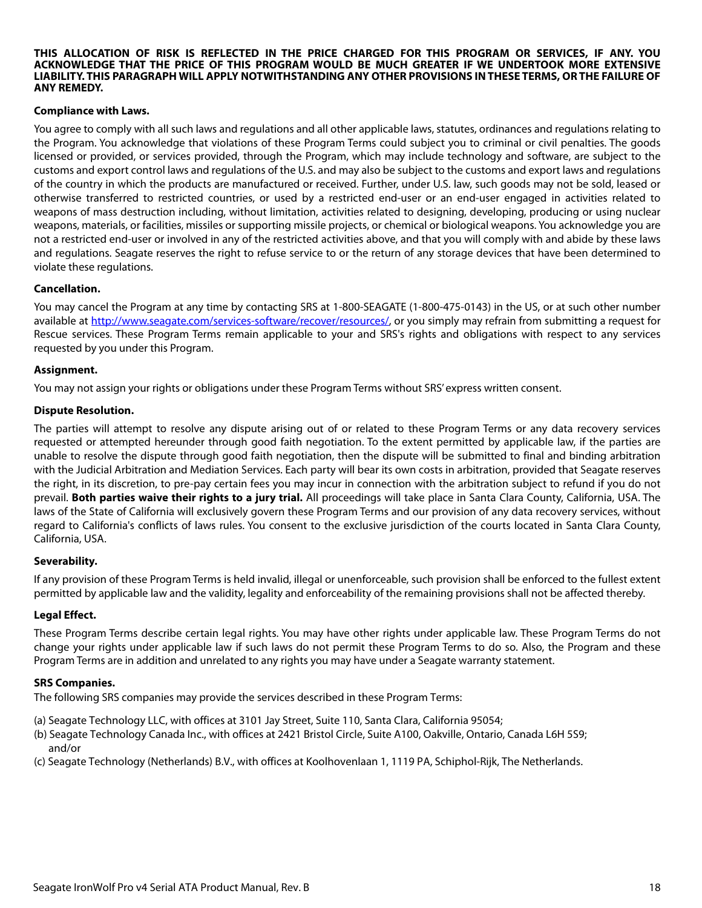**THIS ALLOCATION OF RISK IS REFLECTED IN THE PRICE CHARGED FOR THIS PROGRAM OR SERVICES, IF ANY. YOU ACKNOWLEDGE THAT THE PRICE OF THIS PROGRAM WOULD BE MUCH GREATER IF WE UNDERTOOK MORE EXTENSIVE LIABILITY. THIS PARAGRAPH WILL APPLY NOTWITHSTANDING ANY OTHER PROVISIONS IN THESE TERMS, OR THE FAILURE OF ANY REMEDY.**

**Compliance with Laws.**

You agree to comply with all such laws and regulations and all other applicable laws, statutes, ordinances and regulations relating to the Program. You acknowledge that violations of these Program Terms could subject you to criminal or civil penalties. The goods licensed or provided, or services provided, through the Program, which may include technology and software, are subject to the customs and export control laws and regulations of the U.S. and may also be subject to the customs and export laws and regulations of the country in which the products are manufactured or received. Further, under U.S. law, such goods may not be sold, leased or otherwise transferred to restricted countries, or used by a restricted end-user or an end-user engaged in activities related to weapons of mass destruction including, without limitation, activities related to designing, developing, producing or using nuclear weapons, materials, or facilities, missiles or supporting missile projects, or chemical or biological weapons. You acknowledge you are not a restricted end-user or involved in any of the restricted activities above, and that you will comply with and abide by these laws and regulations. Seagate reserves the right to refuse service to or the return of any storage devices that have been determined to violate these regulations.

**Cancellation.**

You may cancel the Program at any time by contacting SRS at 1-800-SEAGATE (1-800-475-0143) in the US, or at such other number available at http://www.seagate.com/services-software/recover/resources/, or you simply may refrain from submitting a request for Rescue services. These Program Terms remain applicable to your and SRS's rights and obligations with respect to any services requested by you under this Program.

**Assignment.**

You may not assign your rights or obligations under these Program Terms without SRS' express written consent.

**Dispute Resolution.**

The parties will attempt to resolve any dispute arising out of or related to these Program Terms or any data recovery services requested or attempted hereunder through good faith negotiation. To the extent permitted by applicable law, if the parties are unable to resolve the dispute through good faith negotiation, then the dispute will be submitted to final and binding arbitration with the Judicial Arbitration and Mediation Services. Each party will bear its own costs in arbitration, provided that Seagate reserves the right, in its discretion, to pre-pay certain fees you may incur in connection with the arbitration subject to refund if you do not prevail. **Both parties waive their rights to a jury trial.** All proceedings will take place in Santa Clara County, California, USA. The laws of the State of California will exclusively govern these Program Terms and our provision of any data recovery services, without regard to California's conflicts of laws rules. You consent to the exclusive jurisdiction of the courts located in Santa Clara County, California, USA.

**Severability.**

If any provision of these Program Terms is held invalid, illegal or unenforceable, such provision shall be enforced to the fullest extent permitted by applicable law and the validity, legality and enforceability of the remaining provisions shall not be affected thereby.

**Legal Effect.**

These Program Terms describe certain legal rights. You may have other rights under applicable law. These Program Terms do not change your rights under applicable law if such laws do not permit these Program Terms to do so. Also, the Program and these Program Terms are in addition and unrelated to any rights you may have under a Seagate warranty statement.

**SRS Companies.**

The following SRS companies may provide the services described in these Program Terms:

(a) Seagate Technology LLC, with offices at 3101 Jay Street, Suite 110, Santa Clara, California 95054;
(b) Seagate Technology Canada Inc., with offices at 2421 Bristol Circle, Suite A100, Oakville, Ontario, Canada L6H 5S9; and/or
(c) Seagate Technology (Netherlands) B.V., with offices at Koolhovenlaan 1, 1119 PA, Schiphol-Rijk, The Netherlands.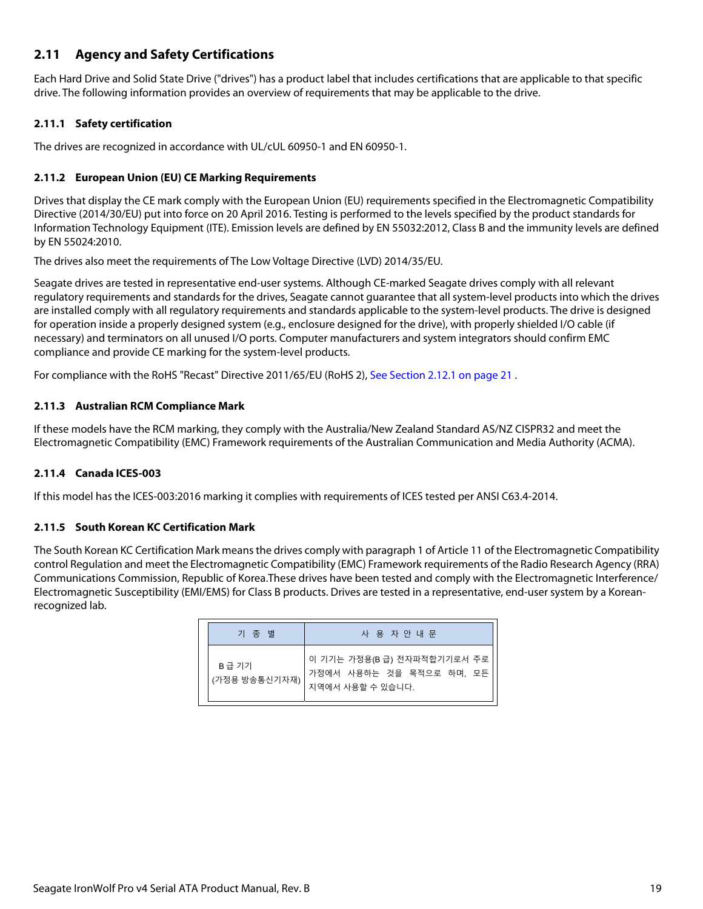## 2.11 Agency and Safety Certifications

Each Hard Drive and Solid State Drive ("drives") has a product label that includes certifications that are applicable to that specific drive. The following information provides an overview of requirements that may be applicable to the drive.

### 2.11.1 Safety certification

The drives are recognized in accordance with UL/cUL 60950-1 and EN 60950-1.

### 2.11.2 European Union (EU) CE Marking Requirements

Drives that display the CE mark comply with the European Union (EU) requirements specified in the Electromagnetic Compatibility Directive (2014/30/EU) put into force on 20 April 2016. Testing is performed to the levels specified by the product standards for Information Technology Equipment (ITE). Emission levels are defined by EN 55032:2012, Class B and the immunity levels are defined by EN 55024:2010.

The drives also meet the requirements of The Low Voltage Directive (LVD) 2014/35/EU.

Seagate drives are tested in representative end-user systems. Although CE-marked Seagate drives comply with all relevant regulatory requirements and standards for the drives, Seagate cannot guarantee that all system-level products into which the drives are installed comply with all regulatory requirements and standards applicable to the system-level products. The drive is designed for operation inside a properly designed system (e.g., enclosure designed for the drive), with properly shielded I/O cable (if necessary) and terminators on all unused I/O ports. Computer manufacturers and system integrators should confirm EMC compliance and provide CE marking for the system-level products.

For compliance with the RoHS "Recast" Directive 2011/65/EU (RoHS 2), See Section 2.12.1 on page 21 .

### 2.11.3 Australian RCM Compliance Mark

If these models have the RCM marking, they comply with the Australia/New Zealand Standard AS/NZ CISPR32 and meet the Electromagnetic Compatibility (EMC) Framework requirements of the Australian Communication and Media Authority (ACMA).

### 2.11.4 Canada ICES-003

If this model has the ICES-003:2016 marking it complies with requirements of ICES tested per ANSI C63.4-2014.

### 2.11.5 South Korean KC Certification Mark

The South Korean KC Certification Mark means the drives comply with paragraph 1 of Article 11 of the Electromagnetic Compatibility control Regulation and meet the Electromagnetic Compatibility (EMC) Framework requirements of the Radio Research Agency (RRA) Communications Commission, Republic of Korea.These drives have been tested and comply with the Electromagnetic Interference/ Electromagnetic Susceptibility (EMI/EMS) for Class B products. Drives are tested in a representative, end-user system by a Korean-recognized lab.

| 기 종 별 | 사 용 자 안 내 문 |
|---|---|
| B 급 기기 (가정용 방송통신기자재) | 이 기기는 가정용(B 급) 전자파적합기기로서 주로 가정에서 사용하는 것을 목적으로 하며, 모든 지역에서 사용할 수 있습니다. |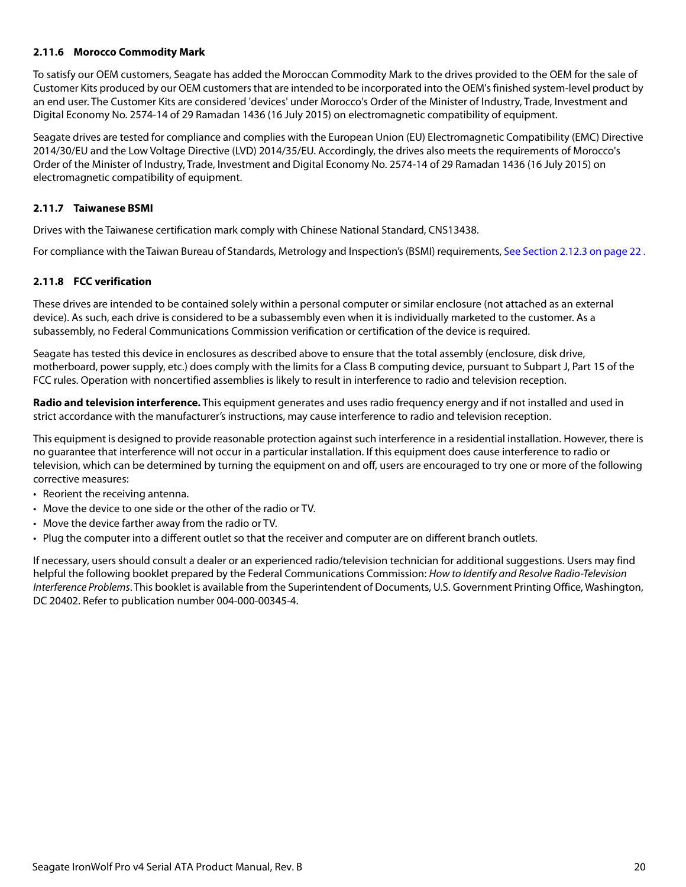### 2.11.6 Morocco Commodity Mark

To satisfy our OEM customers, Seagate has added the Moroccan Commodity Mark to the drives provided to the OEM for the sale of Customer Kits produced by our OEM customers that are intended to be incorporated into the OEM's finished system-level product by an end user. The Customer Kits are considered 'devices' under Morocco's Order of the Minister of Industry, Trade, Investment and Digital Economy No. 2574-14 of 29 Ramadan 1436 (16 July 2015) on electromagnetic compatibility of equipment.

Seagate drives are tested for compliance and complies with the European Union (EU) Electromagnetic Compatibility (EMC) Directive 2014/30/EU and the Low Voltage Directive (LVD) 2014/35/EU. Accordingly, the drives also meets the requirements of Morocco's Order of the Minister of Industry, Trade, Investment and Digital Economy No. 2574-14 of 29 Ramadan 1436 (16 July 2015) on electromagnetic compatibility of equipment.

### 2.11.7 Taiwanese BSMI

Drives with the Taiwanese certification mark comply with Chinese National Standard, CNS13438.

For compliance with the Taiwan Bureau of Standards, Metrology and Inspection's (BSMI) requirements, See Section 2.12.3 on page 22 .

### 2.11.8 FCC verification

These drives are intended to be contained solely within a personal computer or similar enclosure (not attached as an external device). As such, each drive is considered to be a subassembly even when it is individually marketed to the customer. As a subassembly, no Federal Communications Commission verification or certification of the device is required.

Seagate has tested this device in enclosures as described above to ensure that the total assembly (enclosure, disk drive, motherboard, power supply, etc.) does comply with the limits for a Class B computing device, pursuant to Subpart J, Part 15 of the FCC rules. Operation with noncertified assemblies is likely to result in interference to radio and television reception.

**Radio and television interference.** This equipment generates and uses radio frequency energy and if not installed and used in strict accordance with the manufacturer's instructions, may cause interference to radio and television reception.

This equipment is designed to provide reasonable protection against such interference in a residential installation. However, there is no guarantee that interference will not occur in a particular installation. If this equipment does cause interference to radio or television, which can be determined by turning the equipment on and off, users are encouraged to try one or more of the following corrective measures:

- Reorient the receiving antenna.
- Move the device to one side or the other of the radio or TV.
- Move the device farther away from the radio or TV.
- Plug the computer into a different outlet so that the receiver and computer are on different branch outlets.

If necessary, users should consult a dealer or an experienced radio/television technician for additional suggestions. Users may find helpful the following booklet prepared by the Federal Communications Commission: *How to Identify and Resolve Radio-Television Interference Problems*. This booklet is available from the Superintendent of Documents, U.S. Government Printing Office, Washington, DC 20402. Refer to publication number 004-000-00345-4.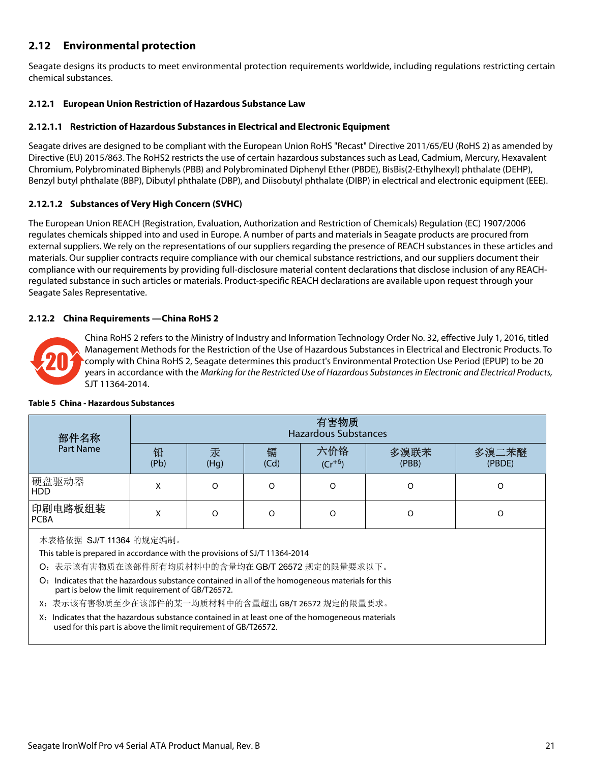## 2.12 Environmental protection

Seagate designs its products to meet environmental protection requirements worldwide, including regulations restricting certain chemical substances.

### 2.12.1 European Union Restriction of Hazardous Substance Law

#### 2.12.1.1 Restriction of Hazardous Substances in Electrical and Electronic Equipment

Seagate drives are designed to be compliant with the European Union RoHS "Recast" Directive 2011/65/EU (RoHS 2) as amended by Directive (EU) 2015/863. The RoHS2 restricts the use of certain hazardous substances such as Lead, Cadmium, Mercury, Hexavalent Chromium, Polybrominated Biphenyls (PBB) and Polybrominated Diphenyl Ether (PBDE), BisBis(2-Ethylhexyl) phthalate (DEHP), Benzyl butyl phthalate (BBP), Dibutyl phthalate (DBP), and Diisobutyl phthalate (DIBP) in electrical and electronic equipment (EEE).

#### 2.12.1.2 Substances of Very High Concern (SVHC)

The European Union REACH (Registration, Evaluation, Authorization and Restriction of Chemicals) Regulation (EC) 1907/2006 regulates chemicals shipped into and used in Europe. A number of parts and materials in Seagate products are procured from external suppliers. We rely on the representations of our suppliers regarding the presence of REACH substances in these articles and materials. Our supplier contracts require compliance with our chemical substance restrictions, and our suppliers document their compliance with our requirements by providing full-disclosure material content declarations that disclose inclusion of any REACH-regulated substance in such articles or materials. Product-specific REACH declarations are available upon request through your Seagate Sales Representative.

### 2.12.2 China Requirements —China RoHS 2

China RoHS 2 refers to the Ministry of Industry and Information Technology Order No. 32, effective July 1, 2016, titled Management Methods for the Restriction of the Use of Hazardous Substances in Electrical and Electronic Products. To comply with China RoHS 2, Seagate determines this product's Environmental Protection Use Period (EPUP) to be 20 years in accordance with the *Marking for the Restricted Use of Hazardous Substances in Electronic and Electrical Products,* SJT 11364-2014.

**Table 5 China - Hazardous Substances**

| 部件名称<br>Part Name | 有害物质<br>Hazardous Substances | | | | | |
|---|---|---|---|---|---|---|
| | 铅<br>(Pb) | 汞<br>(Hg) | 镉<br>(Cd) | 六价铬<br>($Cr^{+6}$) | 多溴联苯<br>(PBB) | 多溴二苯醚<br>(PBDE) |
| 硬盘驱动器<br>HDD | X | O | O | O | O | O |
| 印刷电路板组装<br>PCBA | X | O | O | O | O | O |

本表格依据 SJ/T 11364 的规定编制。

This table is prepared in accordance with the provisions of SJ/T 11364-2014

O：表示该有害物质在该部件所有均质材料中的含量均在 GB/T 26572 规定的限量要求以下。

O：Indicates that the hazardous substance contained in all of the homogeneous materials for this part is below the limit requirement of GB/T26572.

X：表示该有害物质至少在该部件的某一均质材料中的含量超出 GB/T 26572 规定的限量要求。

X：Indicates that the hazardous substance contained in at least one of the homogeneous materials used for this part is above the limit requirement of GB/T26572.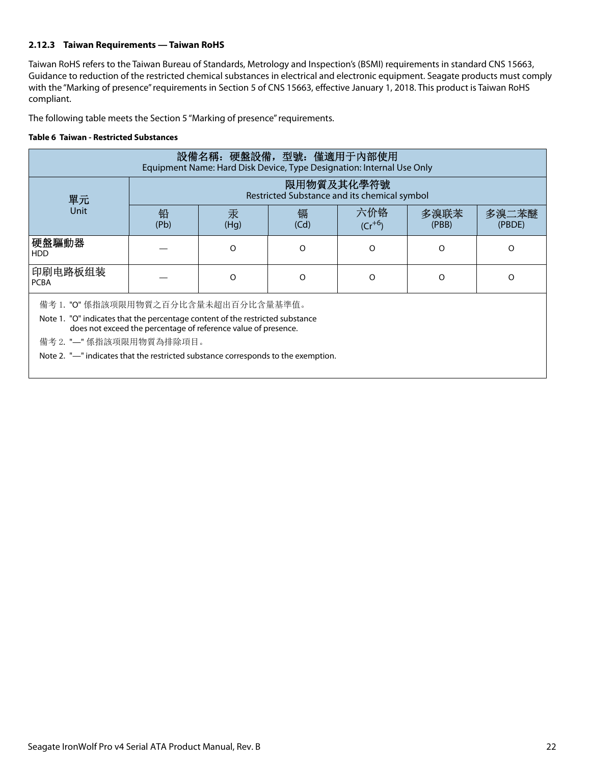### 2.12.3 Taiwan Requirements — Taiwan RoHS

Taiwan RoHS refers to the Taiwan Bureau of Standards, Metrology and Inspection's (BSMI) requirements in standard CNS 15663, Guidance to reduction of the restricted chemical substances in electrical and electronic equipment. Seagate products must comply with the "Marking of presence" requirements in Section 5 of CNS 15663, effective January 1, 2018. This product is Taiwan RoHS compliant.

The following table meets the Section 5 "Marking of presence" requirements.

**Table 6 Taiwan - Restricted Substances**

| 設備名稱：硬盤設備，型號：僅適用于內部使用<br>Equipment Name: Hard Disk Device, Type Designation: Internal Use Only | | | | | | |
|---|---|---|---|---|---|---|
| 單元<br>Unit | 限用物質及其化學符號<br>Restricted Substance and its chemical symbol | | | | | |
| | 铅<br>(Pb) | 汞<br>(Hg) | 镉<br>(Cd) | 六价铬<br>($Cr^{+6}$) | 多溴联苯<br>(PBB) | 多溴二苯醚<br>(PBDE) |
| 硬盤驅動器<br>HDD | — | O | O | O | O | O |
| 印刷电路板组装<br>PCBA | — | O | O | O | O | O |

備考 1. "O" 係指該項限用物質之百分比含量未超出百分比含量基準值。

Note 1. "O" indicates that the percentage content of the restricted substance does not exceed the percentage of reference value of presence.

備考 2. "—" 係指該項限用物質為排除項目。

Note 2. "—" indicates that the restricted substance corresponds to the exemption.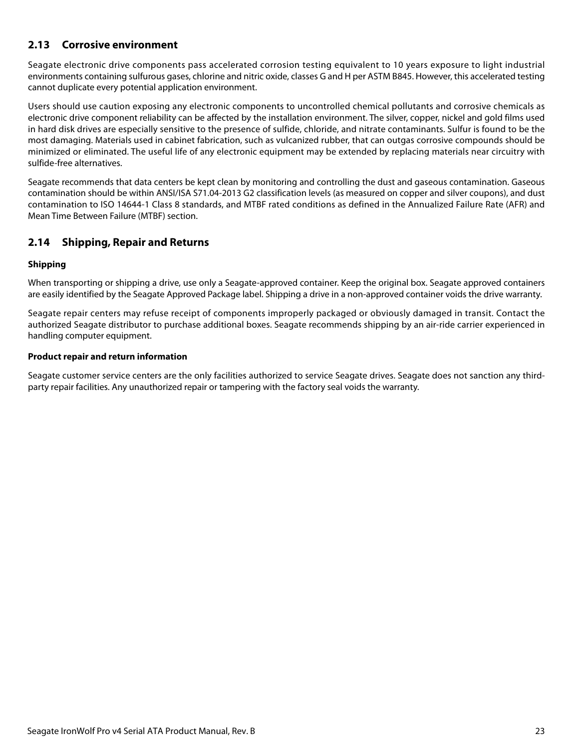## 2.13 Corrosive environment

Seagate electronic drive components pass accelerated corrosion testing equivalent to 10 years exposure to light industrial environments containing sulfurous gases, chlorine and nitric oxide, classes G and H per ASTM B845. However, this accelerated testing cannot duplicate every potential application environment.

Users should use caution exposing any electronic components to uncontrolled chemical pollutants and corrosive chemicals as electronic drive component reliability can be affected by the installation environment. The silver, copper, nickel and gold films used in hard disk drives are especially sensitive to the presence of sulfide, chloride, and nitrate contaminants. Sulfur is found to be the most damaging. Materials used in cabinet fabrication, such as vulcanized rubber, that can outgas corrosive compounds should be minimized or eliminated. The useful life of any electronic equipment may be extended by replacing materials near circuitry with sulfide-free alternatives.

Seagate recommends that data centers be kept clean by monitoring and controlling the dust and gaseous contamination. Gaseous contamination should be within ANSI/ISA S71.04-2013 G2 classification levels (as measured on copper and silver coupons), and dust contamination to ISO 14644-1 Class 8 standards, and MTBF rated conditions as defined in the Annualized Failure Rate (AFR) and Mean Time Between Failure (MTBF) section.

## 2.14 Shipping, Repair and Returns

**Shipping**

When transporting or shipping a drive, use only a Seagate-approved container. Keep the original box. Seagate approved containers are easily identified by the Seagate Approved Package label. Shipping a drive in a non-approved container voids the drive warranty.

Seagate repair centers may refuse receipt of components improperly packaged or obviously damaged in transit. Contact the authorized Seagate distributor to purchase additional boxes. Seagate recommends shipping by an air-ride carrier experienced in handling computer equipment.

**Product repair and return information**

Seagate customer service centers are the only facilities authorized to service Seagate drives. Seagate does not sanction any third-party repair facilities. Any unauthorized repair or tampering with the factory seal voids the warranty.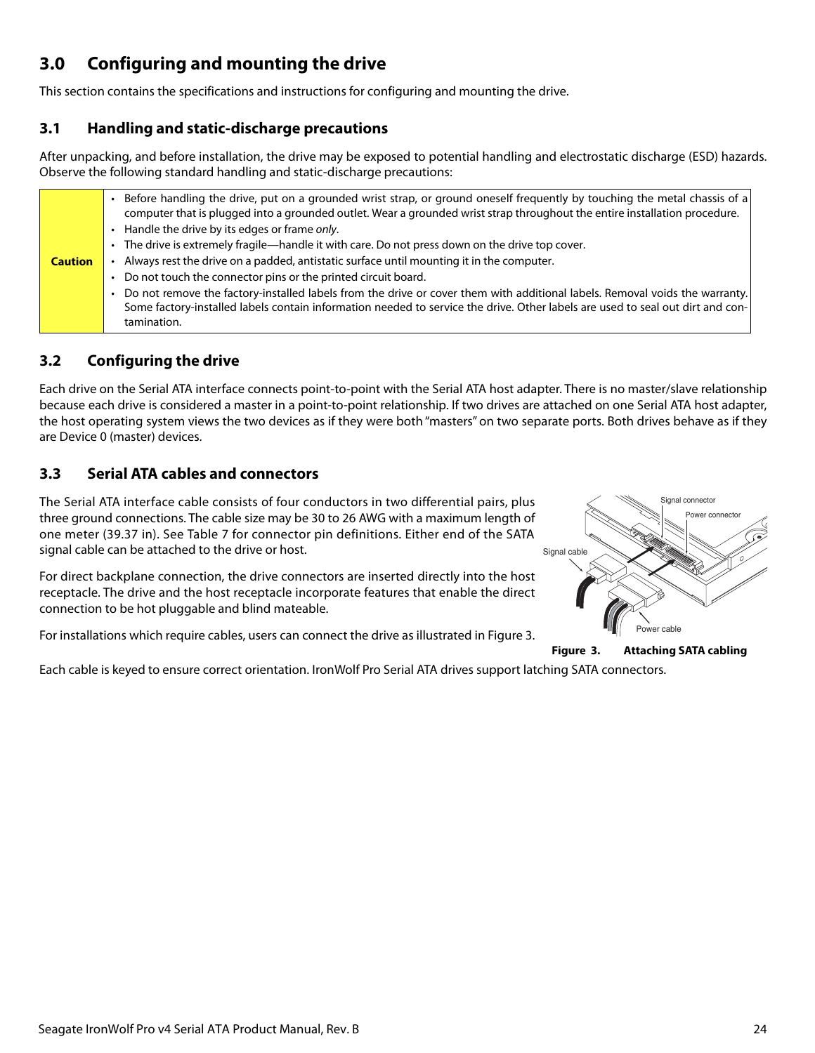## 3.0 Configuring and mounting the drive

This section contains the specifications and instructions for configuring and mounting the drive.

### 3.1 Handling and static-discharge precautions

After unpacking, and before installation, the drive may be exposed to potential handling and electrostatic discharge (ESD) hazards. Observe the following standard handling and static-discharge precautions:

| Caution | |
|---|---|
| **Caution** | • Before handling the drive, put on a grounded wrist strap, or ground oneself frequently by touching the metal chassis of a computer that is plugged into a grounded outlet. Wear a grounded wrist strap throughout the entire installation procedure.<br>• Handle the drive by its edges or frame *only*.<br>• The drive is extremely fragile—handle it with care. Do not press down on the drive top cover.<br>• Always rest the drive on a padded, antistatic surface until mounting it in the computer.<br>• Do not touch the connector pins or the printed circuit board.<br>• Do not remove the factory-installed labels from the drive or cover them with additional labels. Removal voids the warranty. Some factory-installed labels contain information needed to service the drive. Other labels are used to seal out dirt and contamination. |

### 3.2 Configuring the drive

Each drive on the Serial ATA interface connects point-to-point with the Serial ATA host adapter. There is no master/slave relationship because each drive is considered a master in a point-to-point relationship. If two drives are attached on one Serial ATA host adapter, the host operating system views the two devices as if they were both "masters" on two separate ports. Both drives behave as if they are Device 0 (master) devices.

### 3.3 Serial ATA cables and connectors

The Serial ATA interface cable consists of four conductors in two differential pairs, plus three ground connections. The cable size may be 30 to 26 AWG with a maximum length of one meter (39.37 in). See Table 7 for connector pin definitions. Either end of the SATA signal cable can be attached to the drive or host.

For direct backplane connection, the drive connectors are inserted directly into the host receptacle. The drive and the host receptacle incorporate features that enable the direct connection to be hot pluggable and blind mateable.

For installations which require cables, users can connect the drive as illustrated in Figure 3.

**Figure 3. Attaching SATA cabling**

Each cable is keyed to ensure correct orientation. IronWolf Pro Serial ATA drives support latching SATA connectors.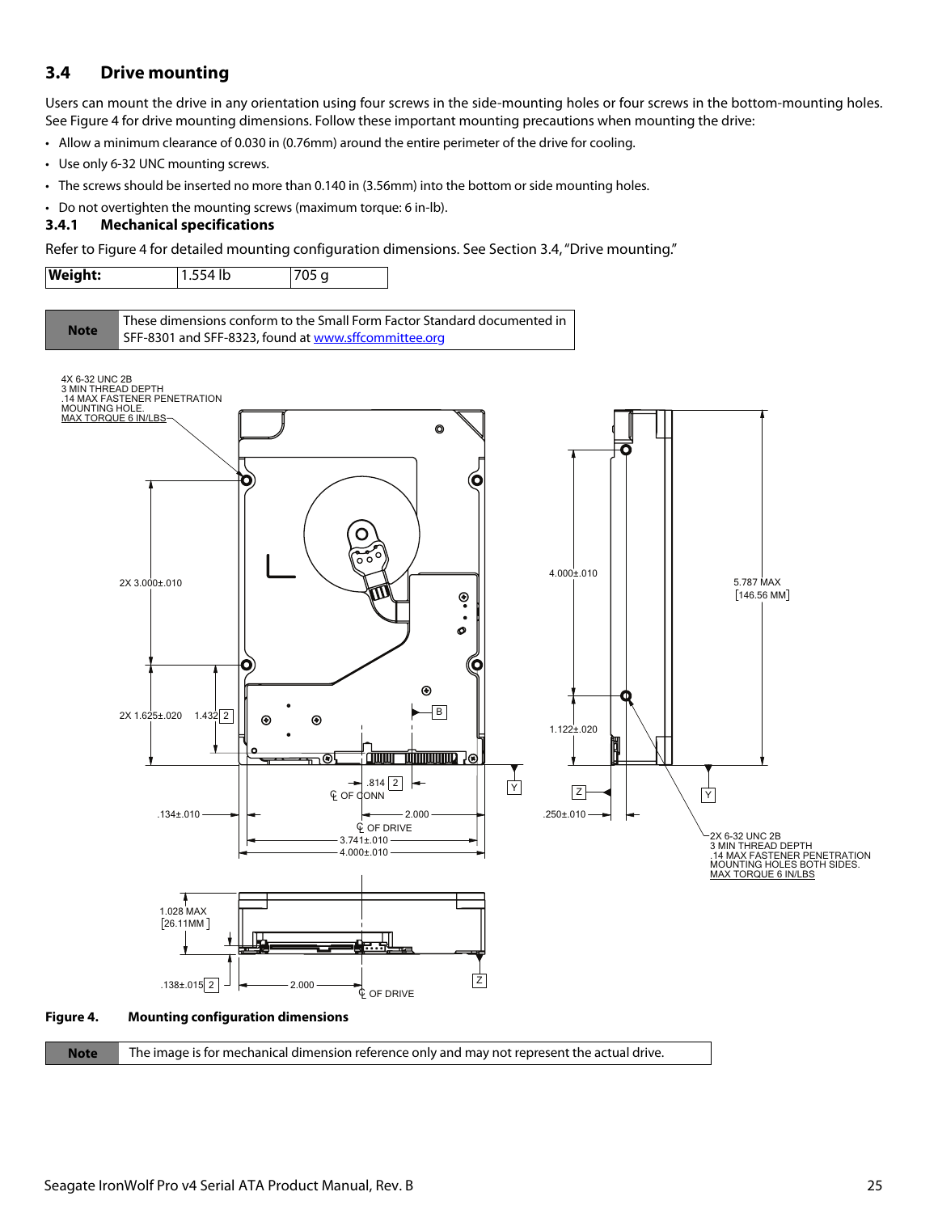## 3.4 Drive mounting

Users can mount the drive in any orientation using four screws in the side-mounting holes or four screws in the bottom-mounting holes. See Figure 4 for drive mounting dimensions. Follow these important mounting precautions when mounting the drive:

- Allow a minimum clearance of 0.030 in (0.76mm) around the entire perimeter of the drive for cooling.
- Use only 6-32 UNC mounting screws.
- The screws should be inserted no more than 0.140 in (3.56mm) into the bottom or side mounting holes.
- Do not overtighten the mounting screws (maximum torque: 6 in-lb).

### 3.4.1 Mechanical specifications

Refer to Figure 4 for detailed mounting configuration dimensions. See Section 3.4, "Drive mounting."

| **Weight:** | 1.554 lb | 705 g |
|---|---|---|

| **Note** | These dimensions conform to the Small Form Factor Standard documented in SFF-8301 and SFF-8323, found at www.sffcommittee.org |
|---|---|

4X 6-32 UNC 2B
3 MIN THREAD DEPTH
.14 MAX FASTENER PENETRATION
MOUNTING HOLE.
MAX TORQUE 6 IN/LBS

2X 3.000±.010
2X 1.625±.020
1.432 2
B
.814 2
℄ OF CONN
Y
.134±.010
2.000
℄ OF DRIVE
3.741±.010
4.000±.010

4.000±.010
1.122±.020
5.787 MAX
[146.56 MM]
Z
Y
.250±.010

2X 6-32 UNC 2B
3 MIN THREAD DEPTH
.14 MAX FASTENER PENETRATION
MOUNTING HOLES BOTH SIDES.
MAX TORQUE 6 IN/LBS

1.028 MAX
[26.11MM ]
.138±.015 2
2.000
℄ OF DRIVE
Z

**Figure 4. Mounting configuration dimensions**

| **Note** | The image is for mechanical dimension reference only and may not represent the actual drive. |
|---|---|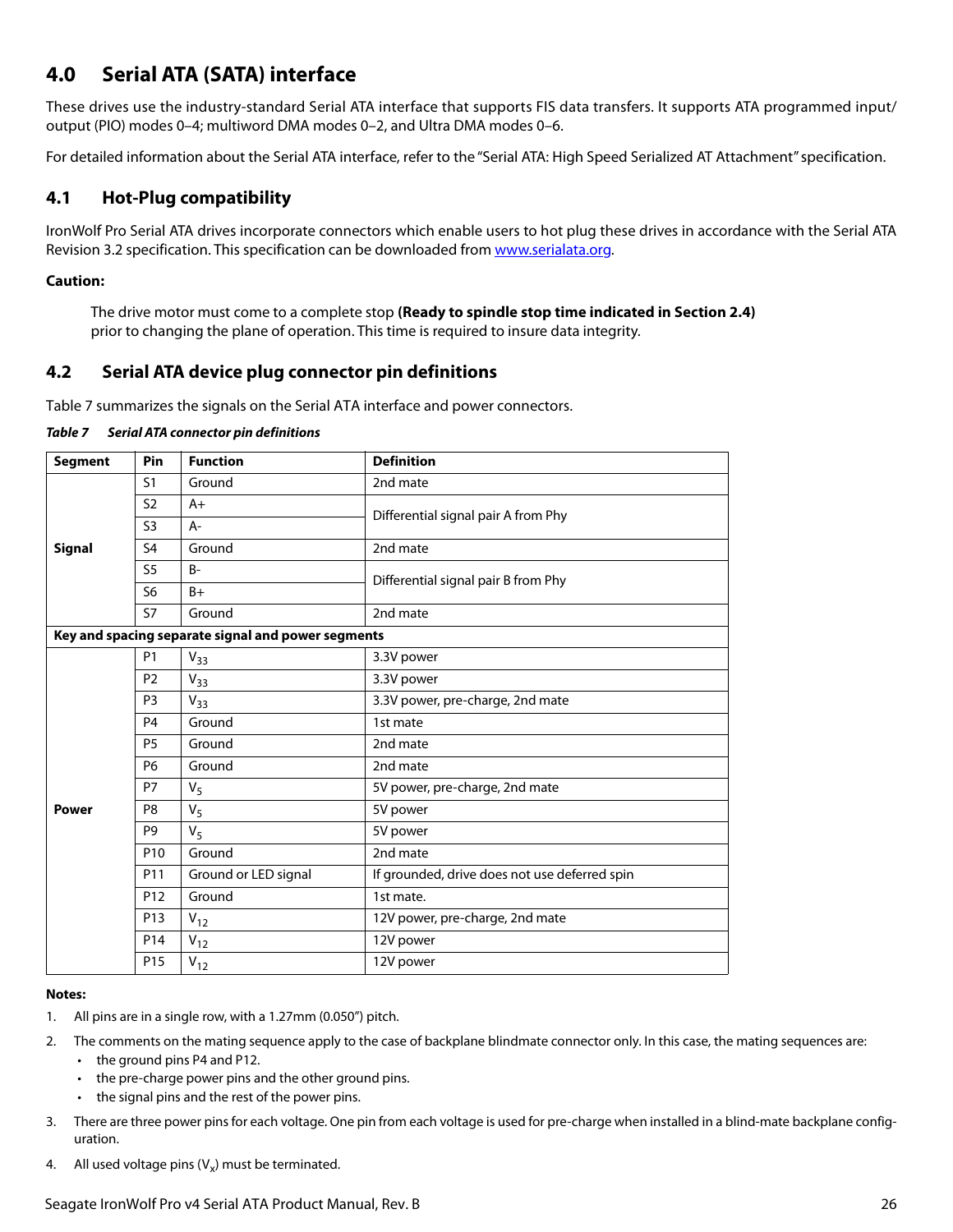## 4.0 Serial ATA (SATA) interface

These drives use the industry-standard Serial ATA interface that supports FIS data transfers. It supports ATA programmed input/output (PIO) modes 0–4; multiword DMA modes 0–2, and Ultra DMA modes 0–6.

For detailed information about the Serial ATA interface, refer to the "Serial ATA: High Speed Serialized AT Attachment" specification.

### 4.1 Hot-Plug compatibility

IronWolf Pro Serial ATA drives incorporate connectors which enable users to hot plug these drives in accordance with the Serial ATA Revision 3.2 specification. This specification can be downloaded from www.serialata.org.

**Caution:**

The drive motor must come to a complete stop **(Ready to spindle stop time indicated in Section 2.4)** prior to changing the plane of operation. This time is required to insure data integrity.

### 4.2 Serial ATA device plug connector pin definitions

Table 7 summarizes the signals on the Serial ATA interface and power connectors.

***Table 7 Serial ATA connector pin definitions***

| Segment | Pin | Function | Definition |
|---|---|---|---|
| **Signal** | S1 | Ground | 2nd mate |
| | S2 | A+ | Differential signal pair A from Phy |
| | S3 | A- | |
| | S4 | Ground | 2nd mate |
| | S5 | B- | Differential signal pair B from Phy |
| | S6 | B+ | |
| | S7 | Ground | 2nd mate |
| **Key and spacing separate signal and power segments** | | | |
| **Power** | P1 | $V_{33}$ | 3.3V power |
| | P2 | $V_{33}$ | 3.3V power |
| | P3 | $V_{33}$ | 3.3V power, pre-charge, 2nd mate |
| | P4 | Ground | 1st mate |
| | P5 | Ground | 2nd mate |
| | P6 | Ground | 2nd mate |
| | P7 | $V_5$ | 5V power, pre-charge, 2nd mate |
| | P8 | $V_5$ | 5V power |
| | P9 | $V_5$ | 5V power |
| | P10 | Ground | 2nd mate |
| | P11 | Ground or LED signal | If grounded, drive does not use deferred spin |
| | P12 | Ground | 1st mate. |
| | P13 | $V_{12}$ | 12V power, pre-charge, 2nd mate |
| | P14 | $V_{12}$ | 12V power |
| | P15 | $V_{12}$ | 12V power |

**Notes:**

1. All pins are in a single row, with a 1.27mm (0.050") pitch.
2. The comments on the mating sequence apply to the case of backplane blindmate connector only. In this case, the mating sequences are:
   - the ground pins P4 and P12.
   - the pre-charge power pins and the other ground pins.
   - the signal pins and the rest of the power pins.
3. There are three power pins for each voltage. One pin from each voltage is used for pre-charge when installed in a blind-mate backplane configuration.
4. All used voltage pins ($V_x$) must be terminated.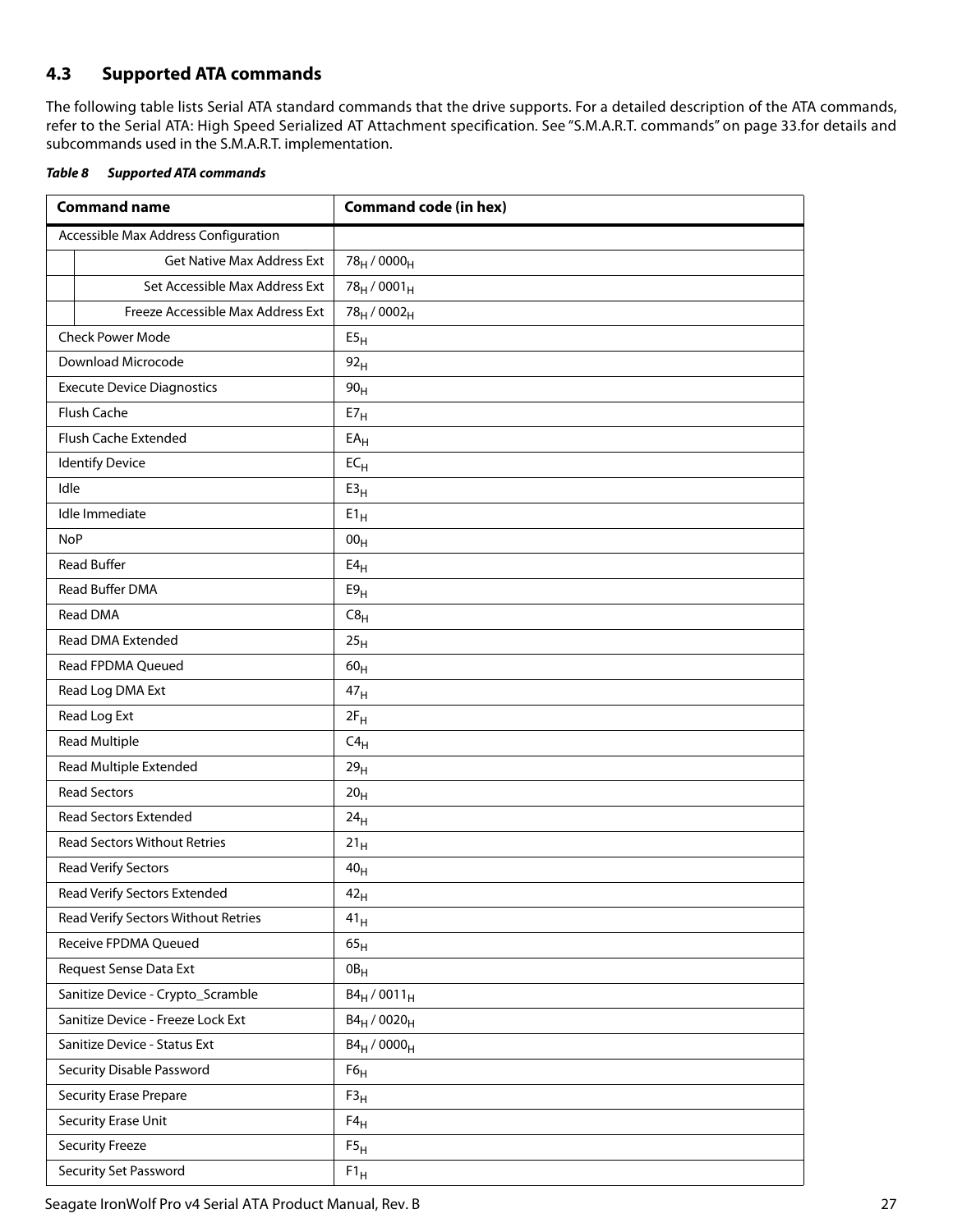## 4.3 Supported ATA commands

The following table lists Serial ATA standard commands that the drive supports. For a detailed description of the ATA commands, refer to the Serial ATA: High Speed Serialized AT Attachment specification. See "S.M.A.R.T. commands" on page 33.for details and subcommands used in the S.M.A.R.T. implementation.

***Table 8 Supported ATA commands***

| Command name | Command code (in hex) |
|---|---|
| Accessible Max Address Configuration | |
| Get Native Max Address Ext | $78_H$ / $0000_H$ |
| Set Accessible Max Address Ext | $78_H$ / $0001_H$ |
| Freeze Accessible Max Address Ext | $78_H$ / $0002_H$ |
| Check Power Mode | $E5_H$ |
| Download Microcode | $92_H$ |
| Execute Device Diagnostics | $90_H$ |
| Flush Cache | $E7_H$ |
| Flush Cache Extended | $EA_H$ |
| Identify Device | $EC_H$ |
| Idle | $E3_H$ |
| Idle Immediate | $E1_H$ |
| NoP | $00_H$ |
| Read Buffer | $E4_H$ |
| Read Buffer DMA | $E9_H$ |
| Read DMA | $C8_H$ |
| Read DMA Extended | $25_H$ |
| Read FPDMA Queued | $60_H$ |
| Read Log DMA Ext | $47_H$ |
| Read Log Ext | $2F_H$ |
| Read Multiple | $C4_H$ |
| Read Multiple Extended | $29_H$ |
| Read Sectors | $20_H$ |
| Read Sectors Extended | $24_H$ |
| Read Sectors Without Retries | $21_H$ |
| Read Verify Sectors | $40_H$ |
| Read Verify Sectors Extended | $42_H$ |
| Read Verify Sectors Without Retries | $41_H$ |
| Receive FPDMA Queued | $65_H$ |
| Request Sense Data Ext | $0B_H$ |
| Sanitize Device - Crypto_Scramble | $B4_H$ / $0011_H$ |
| Sanitize Device - Freeze Lock Ext | $B4_H$ / $0020_H$ |
| Sanitize Device - Status Ext | $B4_H$ / $0000_H$ |
| Security Disable Password | $F6_H$ |
| Security Erase Prepare | $F3_H$ |
| Security Erase Unit | $F4_H$ |
| Security Freeze | $F5_H$ |
| Security Set Password | $F1_H$ |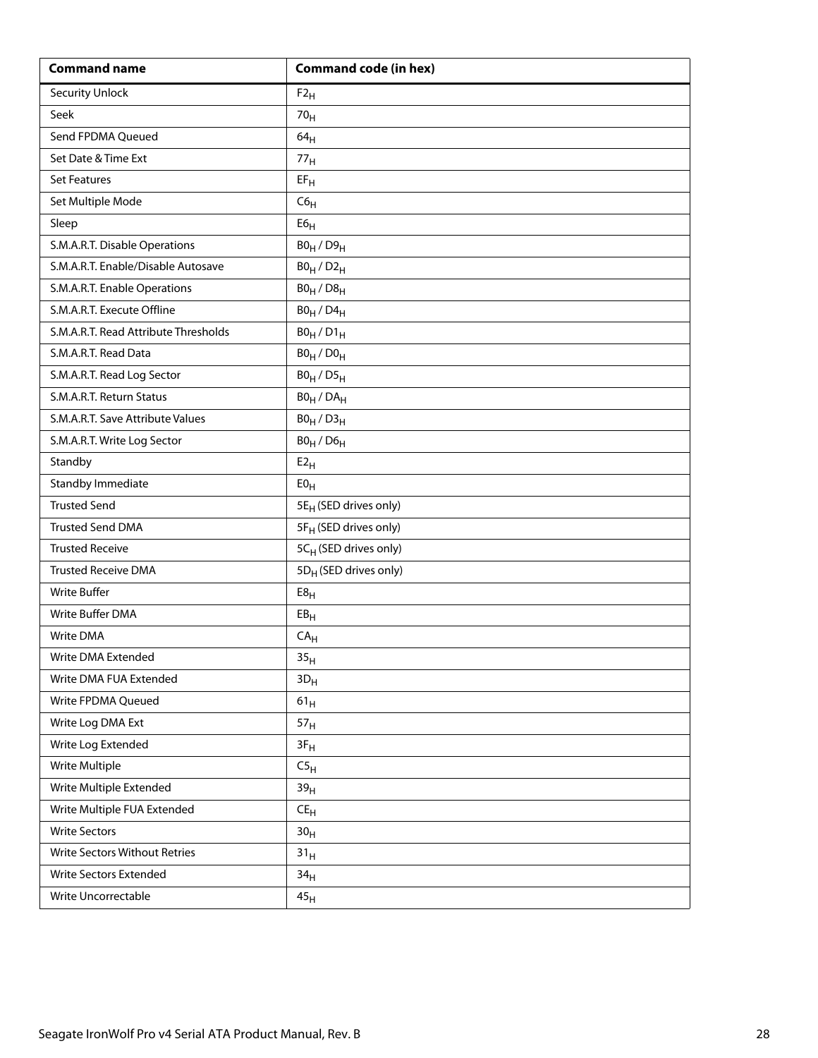| Command name | Command code (in hex) |
|---|---|
| Security Unlock | $F2_H$ |
| Seek | $70_H$ |
| Send FPDMA Queued | $64_H$ |
| Set Date & Time Ext | $77_H$ |
| Set Features | $EF_H$ |
| Set Multiple Mode | $C6_H$ |
| Sleep | $E6_H$ |
| S.M.A.R.T. Disable Operations | $B0_H$ / $D9_H$ |
| S.M.A.R.T. Enable/Disable Autosave | $B0_H$ / $D2_H$ |
| S.M.A.R.T. Enable Operations | $B0_H$ / $D8_H$ |
| S.M.A.R.T. Execute Offline | $B0_H$ / $D4_H$ |
| S.M.A.R.T. Read Attribute Thresholds | $B0_H$ / $D1_H$ |
| S.M.A.R.T. Read Data | $B0_H$ / $D0_H$ |
| S.M.A.R.T. Read Log Sector | $B0_H$ / $D5_H$ |
| S.M.A.R.T. Return Status | $B0_H$ / $DA_H$ |
| S.M.A.R.T. Save Attribute Values | $B0_H$ / $D3_H$ |
| S.M.A.R.T. Write Log Sector | $B0_H$ / $D6_H$ |
| Standby | $E2_H$ |
| Standby Immediate | $E0_H$ |
| Trusted Send | $5E_H$ (SED drives only) |
| Trusted Send DMA | $5F_H$ (SED drives only) |
| Trusted Receive | $5C_H$ (SED drives only) |
| Trusted Receive DMA | $5D_H$ (SED drives only) |
| Write Buffer | $E8_H$ |
| Write Buffer DMA | $EB_H$ |
| Write DMA | $CA_H$ |
| Write DMA Extended | $35_H$ |
| Write DMA FUA Extended | $3D_H$ |
| Write FPDMA Queued | $61_H$ |
| Write Log DMA Ext | $57_H$ |
| Write Log Extended | $3F_H$ |
| Write Multiple | $C5_H$ |
| Write Multiple Extended | $39_H$ |
| Write Multiple FUA Extended | $CE_H$ |
| Write Sectors | $30_H$ |
| Write Sectors Without Retries | $31_H$ |
| Write Sectors Extended | $34_H$ |
| Write Uncorrectable | $45_H$ |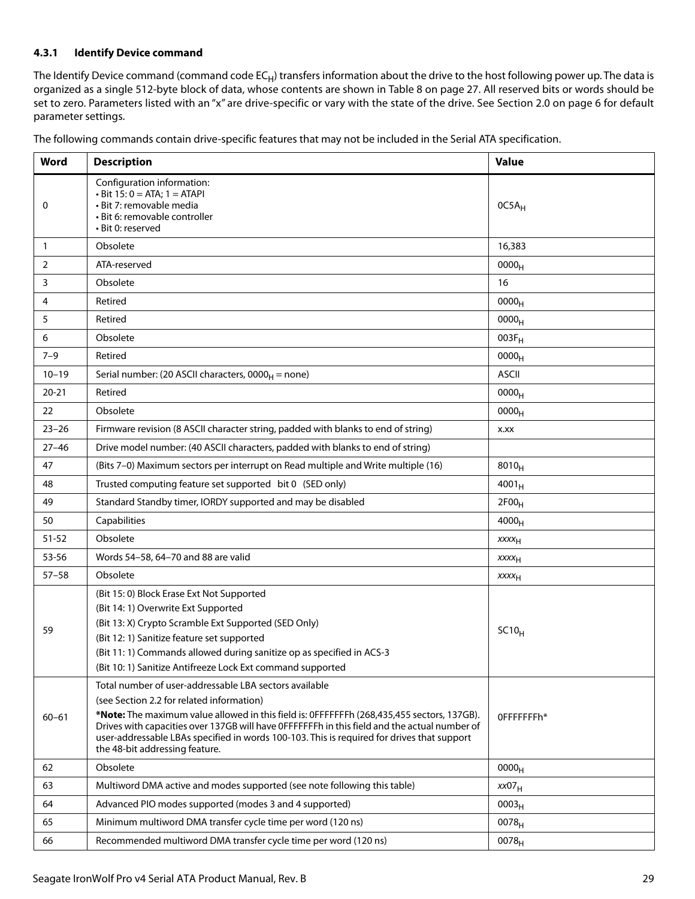#### 4.3.1 Identify Device command

The Identify Device command (command code $EC_H$) transfers information about the drive to the host following power up. The data is organized as a single 512-byte block of data, whose contents are shown in Table 8 on page 27. All reserved bits or words should be set to zero. Parameters listed with an "x" are drive-specific or vary with the state of the drive. See Section 2.0 on page 6 for default parameter settings.

The following commands contain drive-specific features that may not be included in the Serial ATA specification.

| Word | Description | Value |
|---|---|---|
| 0 | Configuration information:<br>• Bit 15: 0 = ATA; 1 = ATAPI<br>• Bit 7: removable media<br>• Bit 6: removable controller<br>• Bit 0: reserved | $0C5A_H$ |
| 1 | Obsolete | 16,383 |
| 2 | ATA-reserved | $0000_H$ |
| 3 | Obsolete | 16 |
| 4 | Retired | $0000_H$ |
| 5 | Retired | $0000_H$ |
| 6 | Obsolete | $003F_H$ |
| 7–9 | Retired | $0000_H$ |
| 10–19 | Serial number: (20 ASCII characters, $0000_H$ = none) | ASCII |
| 20-21 | Retired | $0000_H$ |
| 22 | Obsolete | $0000_H$ |
| 23–26 | Firmware revision (8 ASCII character string, padded with blanks to end of string) | x.xx |
| 27–46 | Drive model number: (40 ASCII characters, padded with blanks to end of string) | |
| 47 | (Bits 7–0) Maximum sectors per interrupt on Read multiple and Write multiple (16) | $8010_H$ |
| 48 | Trusted computing feature set supported bit 0 (SED only) | $4001_H$ |
| 49 | Standard Standby timer, IORDY supported and may be disabled | $2F00_H$ |
| 50 | Capabilities | $4000_H$ |
| 51-52 | Obsolete | $xxxx_H$ |
| 53-56 | Words 54–58, 64–70 and 88 are valid | $xxxx_H$ |
| 57–58 | Obsolete | $xxxx_H$ |
| 59 | (Bit 15: 0) Block Erase Ext Not Supported<br>(Bit 14: 1) Overwrite Ext Supported<br>(Bit 13: X) Crypto Scramble Ext Supported (SED Only)<br>(Bit 12: 1) Sanitize feature set supported<br>(Bit 11: 1) Commands allowed during sanitize op as specified in ACS-3<br>(Bit 10: 1) Sanitize Antifreeze Lock Ext command supported | $SC10_H$ |
| 60–61 | Total number of user-addressable LBA sectors available<br>(see Section 2.2 for related information)<br>**\*Note:** The maximum value allowed in this field is: 0FFFFFFFh (268,435,455 sectors, 137GB). Drives with capacities over 137GB will have 0FFFFFFFh in this field and the actual number of user-addressable LBAs specified in words 100-103. This is required for drives that support the 48-bit addressing feature. | 0FFFFFFFh* |
| 62 | Obsolete | $0000_H$ |
| 63 | Multiword DMA active and modes supported (see note following this table) | $xx07_H$ |
| 64 | Advanced PIO modes supported (modes 3 and 4 supported) | $0003_H$ |
| 65 | Minimum multiword DMA transfer cycle time per word (120 ns) | $0078_H$ |
| 66 | Recommended multiword DMA transfer cycle time per word (120 ns) | $0078_H$ |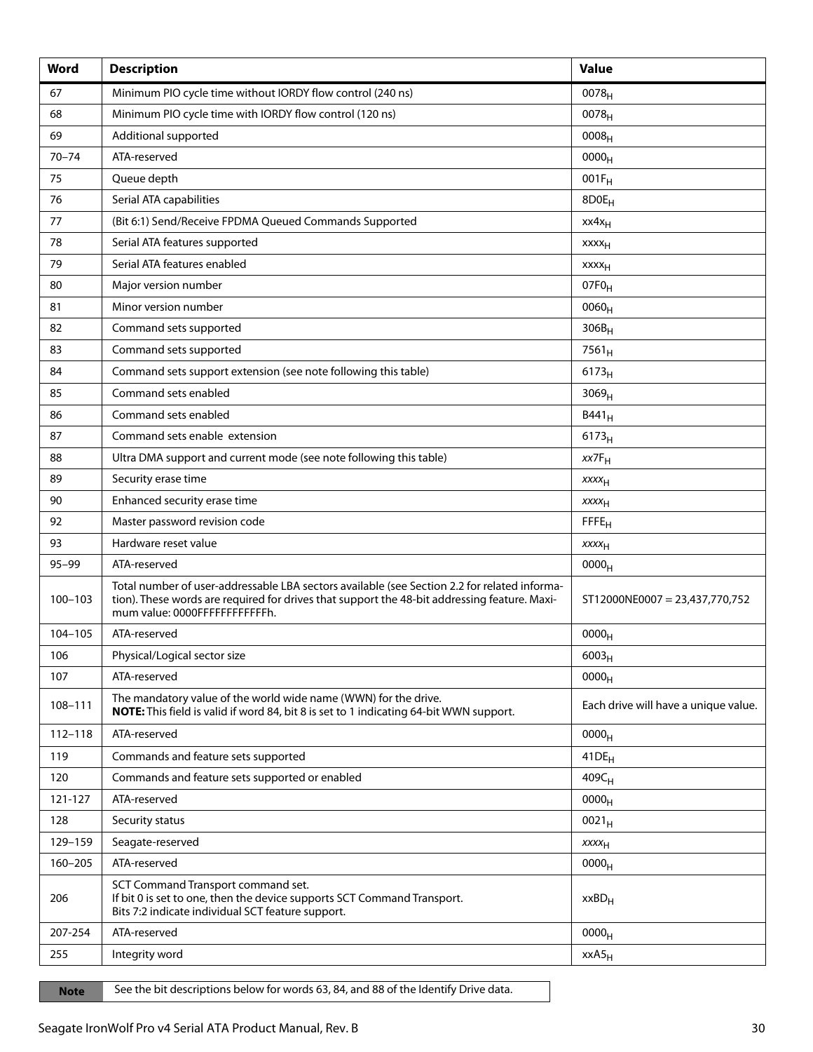| Word | Description | Value |
| --- | --- | --- |
| 67 | Minimum PIO cycle time without IORDY flow control (240 ns) | $0078_H$ |
| 68 | Minimum PIO cycle time with IORDY flow control (120 ns) | $0078_H$ |
| 69 | Additional supported | $0008_H$ |
| 70–74 | ATA-reserved | $0000_H$ |
| 75 | Queue depth | $001F_H$ |
| 76 | Serial ATA capabilities | $8D0E_H$ |
| 77 | (Bit 6:1) Send/Receive FPDMA Queued Commands Supported | $xx4x_H$ |
| 78 | Serial ATA features supported | $xxxx_H$ |
| 79 | Serial ATA features enabled | $xxxx_H$ |
| 80 | Major version number | $07F0_H$ |
| 81 | Minor version number | $0060_H$ |
| 82 | Command sets supported | $306B_H$ |
| 83 | Command sets supported | $7561_H$ |
| 84 | Command sets support extension (see note following this table) | $6173_H$ |
| 85 | Command sets enabled | $3069_H$ |
| 86 | Command sets enabled | $B441_H$ |
| 87 | Command sets enable extension | $6173_H$ |
| 88 | Ultra DMA support and current mode (see note following this table) | $xx7F_H$ |
| 89 | Security erase time | $xxxx_H$ |
| 90 | Enhanced security erase time | $xxxx_H$ |
| 92 | Master password revision code | $FFFE_H$ |
| 93 | Hardware reset value | $xxxx_H$ |
| 95–99 | ATA-reserved | $0000_H$ |
| 100–103 | Total number of user-addressable LBA sectors available (see Section 2.2 for related information). These words are required for drives that support the 48-bit addressing feature. Maximum value: 0000FFFFFFFFFFFFh. | ST12000NE0007 = 23,437,770,752 |
| 104–105 | ATA-reserved | $0000_H$ |
| 106 | Physical/Logical sector size | $6003_H$ |
| 107 | ATA-reserved | $0000_H$ |
| 108–111 | The mandatory value of the world wide name (WWN) for the drive.<br>**NOTE:** This field is valid if word 84, bit 8 is set to 1 indicating 64-bit WWN support. | Each drive will have a unique value. |
| 112–118 | ATA-reserved | $0000_H$ |
| 119 | Commands and feature sets supported | $41DE_H$ |
| 120 | Commands and feature sets supported or enabled | $409C_H$ |
| 121-127 | ATA-reserved | $0000_H$ |
| 128 | Security status | $0021_H$ |
| 129–159 | Seagate-reserved | $xxxx_H$ |
| 160–205 | ATA-reserved | $0000_H$ |
| 206 | SCT Command Transport command set.<br>If bit 0 is set to one, then the device supports SCT Command Transport.<br>Bits 7:2 indicate individual SCT feature support. | $xxBD_H$ |
| 207-254 | ATA-reserved | $0000_H$ |
| 255 | Integrity word | $xxA5_H$ |

| Note | See the bit descriptions below for words 63, 84, and 88 of the Identify Drive data. |
| --- | --- |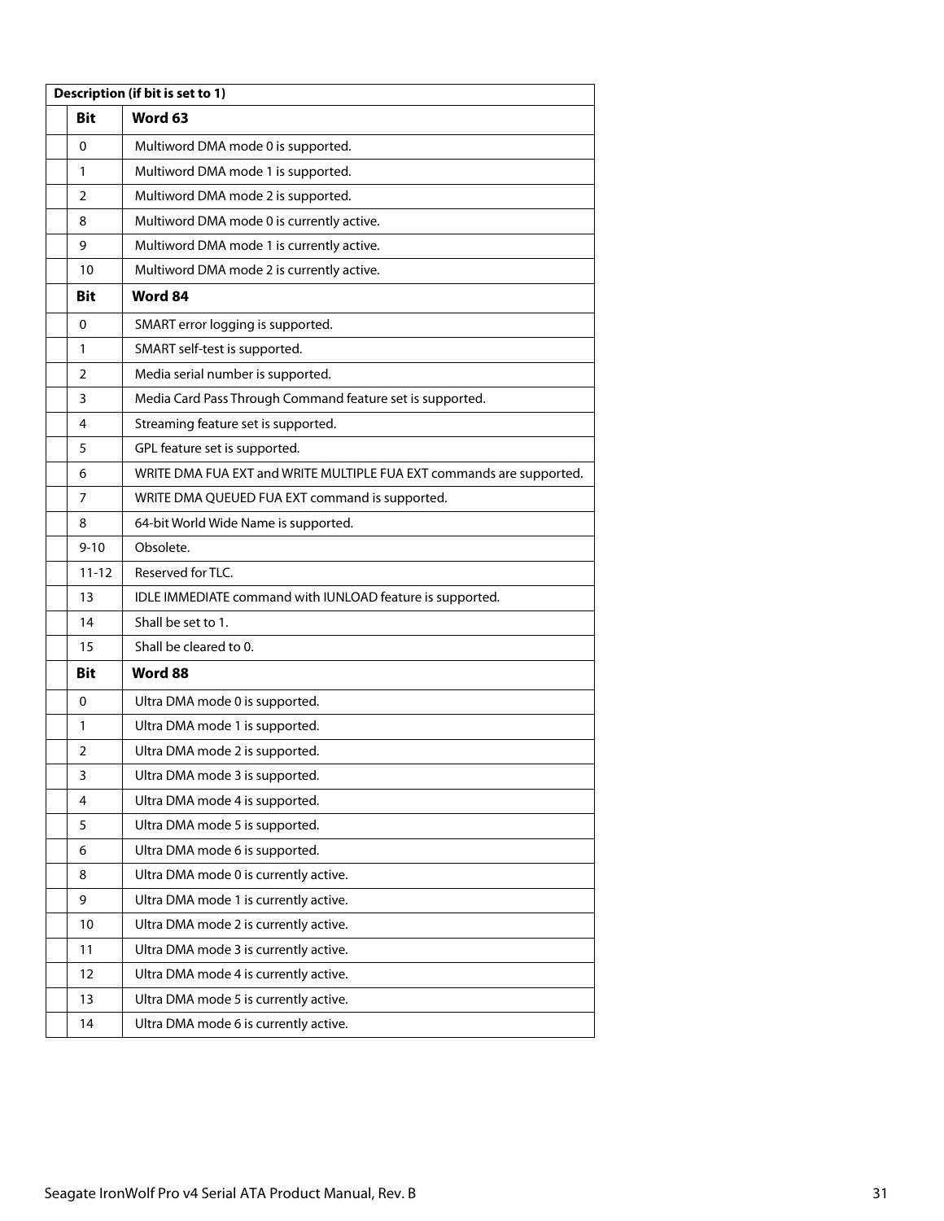| Description (if bit is set to 1) | | |
|---|---|---|
| | **Bit** | **Word 63** |
| | 0 | Multiword DMA mode 0 is supported. |
| | 1 | Multiword DMA mode 1 is supported. |
| | 2 | Multiword DMA mode 2 is supported. |
| | 8 | Multiword DMA mode 0 is currently active. |
| | 9 | Multiword DMA mode 1 is currently active. |
| | 10 | Multiword DMA mode 2 is currently active. |
| | **Bit** | **Word 84** |
| | 0 | SMART error logging is supported. |
| | 1 | SMART self-test is supported. |
| | 2 | Media serial number is supported. |
| | 3 | Media Card Pass Through Command feature set is supported. |
| | 4 | Streaming feature set is supported. |
| | 5 | GPL feature set is supported. |
| | 6 | WRITE DMA FUA EXT and WRITE MULTIPLE FUA EXT commands are supported. |
| | 7 | WRITE DMA QUEUED FUA EXT command is supported. |
| | 8 | 64-bit World Wide Name is supported. |
| | 9-10 | Obsolete. |
| | 11-12 | Reserved for TLC. |
| | 13 | IDLE IMMEDIATE command with IUNLOAD feature is supported. |
| | 14 | Shall be set to 1. |
| | 15 | Shall be cleared to 0. |
| | **Bit** | **Word 88** |
| | 0 | Ultra DMA mode 0 is supported. |
| | 1 | Ultra DMA mode 1 is supported. |
| | 2 | Ultra DMA mode 2 is supported. |
| | 3 | Ultra DMA mode 3 is supported. |
| | 4 | Ultra DMA mode 4 is supported. |
| | 5 | Ultra DMA mode 5 is supported. |
| | 6 | Ultra DMA mode 6 is supported. |
| | 8 | Ultra DMA mode 0 is currently active. |
| | 9 | Ultra DMA mode 1 is currently active. |
| | 10 | Ultra DMA mode 2 is currently active. |
| | 11 | Ultra DMA mode 3 is currently active. |
| | 12 | Ultra DMA mode 4 is currently active. |
| | 13 | Ultra DMA mode 5 is currently active. |
| | 14 | Ultra DMA mode 6 is currently active. |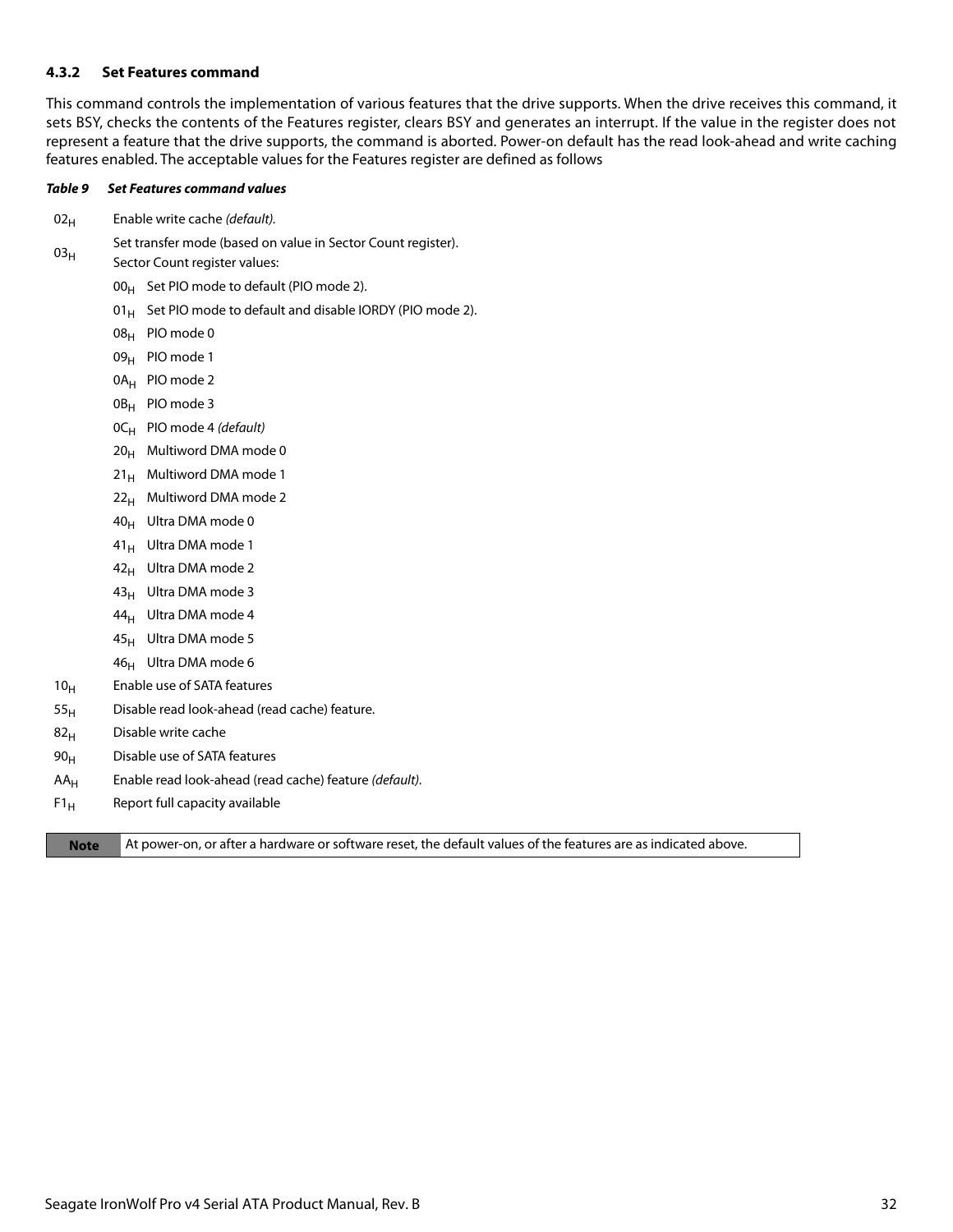### 4.3.2 Set Features command

This command controls the implementation of various features that the drive supports. When the drive receives this command, it sets BSY, checks the contents of the Features register, clears BSY and generates an interrupt. If the value in the register does not represent a feature that the drive supports, the command is aborted. Power-on default has the read look-ahead and write caching features enabled. The acceptable values for the Features register are defined as follows

***Table 9 Set Features command values***

| | | |
|---|---|---|
| $02_H$ | Enable write cache *(default).* | |
| $03_H$ | Set transfer mode (based on value in Sector Count register). Sector Count register values: | |
| | $00_H$ | Set PIO mode to default (PIO mode 2). |
| | $01_H$ | Set PIO mode to default and disable IORDY (PIO mode 2). |
| | $08_H$ | PIO mode 0 |
| | $09_H$ | PIO mode 1 |
| | $0A_H$ | PIO mode 2 |
| | $0B_H$ | PIO mode 3 |
| | $0C_H$ | PIO mode 4 *(default)* |
| | $20_H$ | Multiword DMA mode 0 |
| | $21_H$ | Multiword DMA mode 1 |
| | $22_H$ | Multiword DMA mode 2 |
| | $40_H$ | Ultra DMA mode 0 |
| | $41_H$ | Ultra DMA mode 1 |
| | $42_H$ | Ultra DMA mode 2 |
| | $43_H$ | Ultra DMA mode 3 |
| | $44_H$ | Ultra DMA mode 4 |
| | $45_H$ | Ultra DMA mode 5 |
| | $46_H$ | Ultra DMA mode 6 |
| $10_H$ | Enable use of SATA features | |
| $55_H$ | Disable read look-ahead (read cache) feature. | |
| $82_H$ | Disable write cache | |
| $90_H$ | Disable use of SATA features | |
| $AA_H$ | Enable read look-ahead (read cache) feature *(default)*. | |
| $F1_H$ | Report full capacity available | |

| **Note** | At power-on, or after a hardware or software reset, the default values of the features are as indicated above. |
|---|---|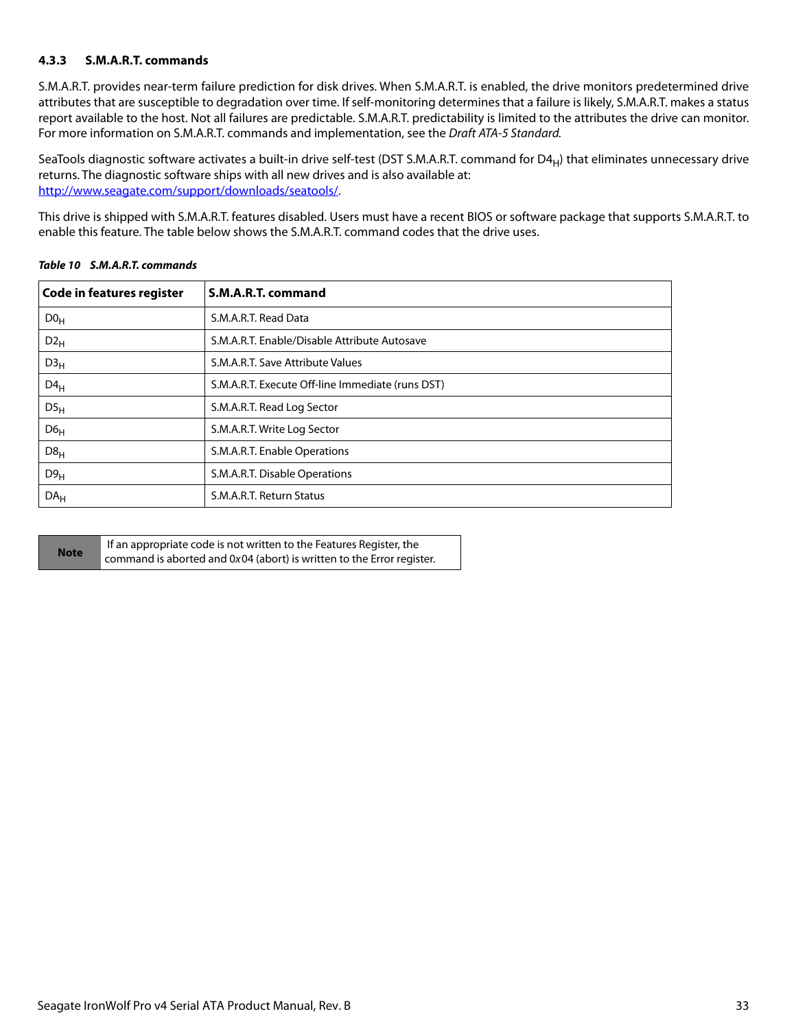### 4.3.3 S.M.A.R.T. commands

S.M.A.R.T. provides near-term failure prediction for disk drives. When S.M.A.R.T. is enabled, the drive monitors predetermined drive attributes that are susceptible to degradation over time. If self-monitoring determines that a failure is likely, S.M.A.R.T. makes a status report available to the host. Not all failures are predictable. S.M.A.R.T. predictability is limited to the attributes the drive can monitor. For more information on S.M.A.R.T. commands and implementation, see the *Draft ATA-5 Standard.*

SeaTools diagnostic software activates a built-in drive self-test (DST S.M.A.R.T. command for $D4_H$) that eliminates unnecessary drive returns. The diagnostic software ships with all new drives and is also available at: [http://www.seagate.com/support/downloads/seatools/](http://www.seagate.com/support/downloads/seatools/).

This drive is shipped with S.M.A.R.T. features disabled. Users must have a recent BIOS or software package that supports S.M.A.R.T. to enable this feature. The table below shows the S.M.A.R.T. command codes that the drive uses.

***Table 10 S.M.A.R.T. commands***

| Code in features register | S.M.A.R.T. command |
|---|---|
| $D0_H$ | S.M.A.R.T. Read Data |
| $D2_H$ | S.M.A.R.T. Enable/Disable Attribute Autosave |
| $D3_H$ | S.M.A.R.T. Save Attribute Values |
| $D4_H$ | S.M.A.R.T. Execute Off-line Immediate (runs DST) |
| $D5_H$ | S.M.A.R.T. Read Log Sector |
| $D6_H$ | S.M.A.R.T. Write Log Sector |
| $D8_H$ | S.M.A.R.T. Enable Operations |
| $D9_H$ | S.M.A.R.T. Disable Operations |
| $DA_H$ | S.M.A.R.T. Return Status |

| **Note** | If an appropriate code is not written to the Features Register, the command is aborted and 0x04 (abort) is written to the Error register. |
|---|---|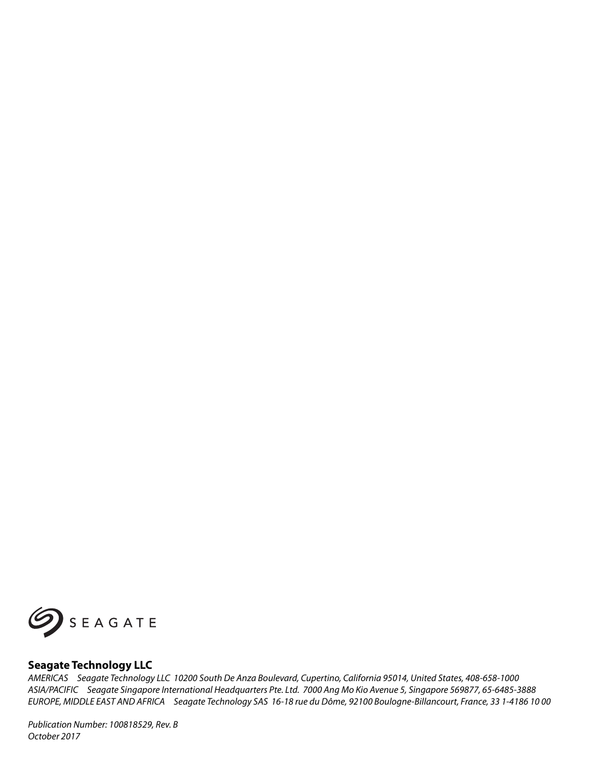SEAGATE

**Seagate Technology LLC**

*AMERICAS Seagate Technology LLC 10200 South De Anza Boulevard, Cupertino, California 95014, United States, 408-658-1000*
*ASIA/PACIFIC Seagate Singapore International Headquarters Pte. Ltd. 7000 Ang Mo Kio Avenue 5, Singapore 569877, 65-6485-3888*
*EUROPE, MIDDLE EAST AND AFRICA Seagate Technology SAS 16-18 rue du Dôme, 92100 Boulogne-Billancourt, France, 33 1-4186 10 00*

*Publication Number: 100818529, Rev. B*
*October 2017*